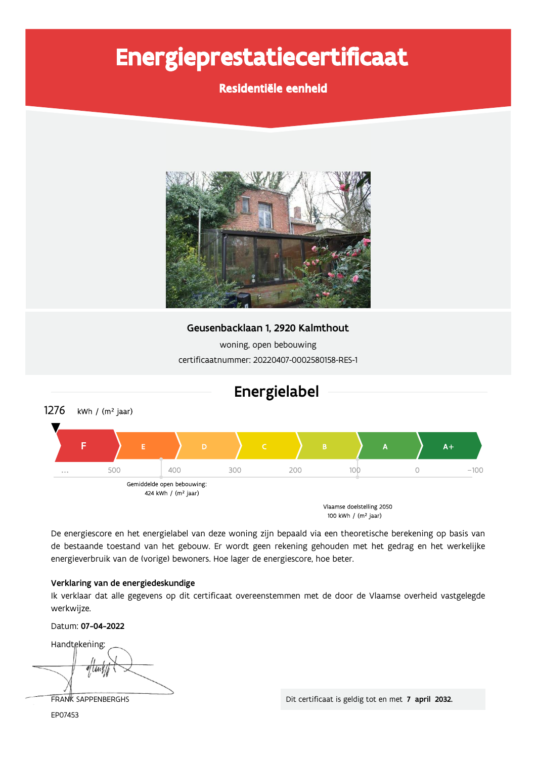# Energieprestatiecertificaat

**Residentiële eenheid**

**Geusenbacklaan 1, 2920 Kalmthout**

woning, open bebouwing

certificaatnummer: 20220407-0002580158-RES-1

## Energielabel

1276 kWh / (m² jaar)

| F | E | D | C | B | A | A+ |
|---|---|---|---|---|---|---|

… 500 400 300 200 100 0 −100

Gemiddelde open bebouwing: 424 kWh / (m² jaar)

Vlaamse doelstelling 2050 100 kWh / (m² jaar)

De energiescore en het energielabel van deze woning zijn bepaald via een theoretische berekening op basis van de bestaande toestand van het gebouw. Er wordt geen rekening gehouden met het gedrag en het werkelijke energieverbruik van de (vorige) bewoners. Hoe lager de energiescore, hoe beter.

**Verklaring van de energiedeskundige**

Ik verklaar dat alle gegevens op dit certificaat overeenstemmen met de door de Vlaamse overheid vastgelegde werkwijze.

Datum: **07-04-2022**

Handtekening:

FRANK SAPPENBERGHS

EP07453

Dit certificaat is geldig tot en met **7 april 2032**.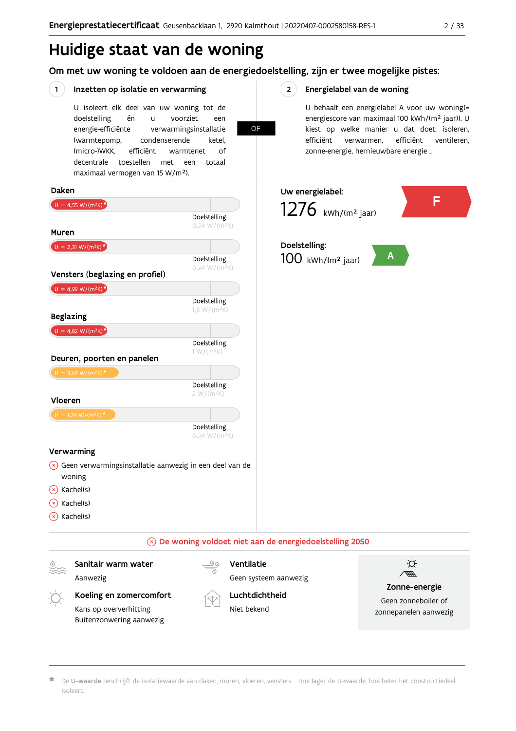# Huidige staat van de woning

## Om met uw woning te voldoen aan de energiedoelstelling, zijn er twee mogelijke pistes:

### 1 Inzetten op isolatie en verwarming

U isoleert elk deel van uw woning tot de doelstelling én u voorziet een energie-efficiënte verwarmingsinstallatie (warmtepomp, condenserende ketel, (micro-)WKK, efficiënt warmtenet of decentrale toestellen met een totaal maximaal vermogen van 15 W/m²).

**OF**

### 2 Energielabel van de woning

U behaalt een energielabel A voor uw woning(= energiescore van maximaal 100 kWh/(m² jaar)). U kiest op welke manier u dat doet: isoleren, efficiënt verwarmen, efficiënt ventileren, zonne-energie, hernieuwbare energie …

**Daken**

U = 4,55 W/(m²K)*

Doelstelling 0,24 W/(m²K)

**Muren**

U = 2,31 W/(m²K)*

Doelstelling 0,24 W/(m²K)

**Vensters (beglazing en profiel)**

U = 4,99 W/(m²K)*

Doelstelling 1,5 W/(m²K)

**Beglazing**

U = 4,82 W/(m²K)*

Doelstelling 1 W/(m²K)

**Deuren, poorten en panelen**

U = 3,64 W/(m²K)*

Doelstelling 2 W/(m²K)

**Vloeren**

U = 1,24 W/(m²K)*

Doelstelling 0,24 W/(m²K)

**Verwarming**

- ⊗ Geen verwarmingsinstallatie aanwezig in een deel van de woning
- ⊗ Kachel(s)
- ⊗ Kachel(s)
- ⊗ Kachel(s)

**Uw energielabel:**

1276 kWh/(m² jaar) — **F**

**Doelstelling:**

100 kWh/(m² jaar) — **A**

⊗ **De woning voldoet niet aan de energiedoelstelling 2050**

**Sanitair warm water**

Aanwezig

**Koeling en zomercomfort**

Kans op oververhitting
Buitenzonwering aanwezig

**Ventilatie**

Geen systeem aanwezig

**Luchtdichtheid**

Niet bekend

**Zonne-energie**

Geen zonneboiler of zonnepanelen aanwezig

* De **U-waarde** beschrijft de isolatiewaarde van daken, muren, vloeren, vensters … Hoe lager de U-waarde, hoe beter het constructiedeel isoleert.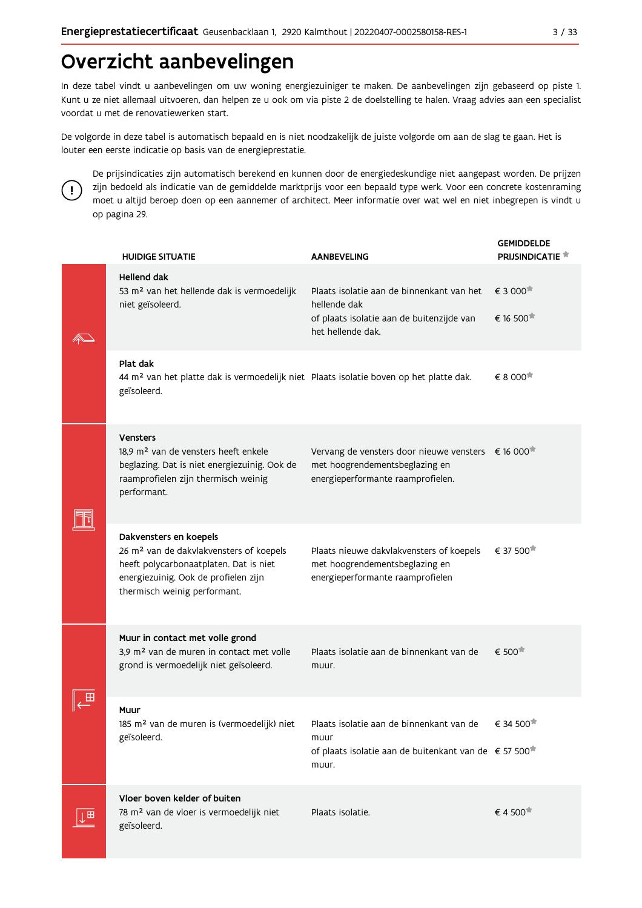# Overzicht aanbevelingen

In deze tabel vindt u aanbevelingen om uw woning energiezuiniger te maken. De aanbevelingen zijn gebaseerd op piste 1. Kunt u ze niet allemaal uitvoeren, dan helpen ze u ook om via piste 2 de doelstelling te halen. Vraag advies aan een specialist voordat u met de renovatiewerken start.

De volgorde in deze tabel is automatisch bepaald en is niet noodzakelijk de juiste volgorde om aan de slag te gaan. Het is louter een eerste indicatie op basis van de energieprestatie.

De prijsindicaties zijn automatisch berekend en kunnen door de energiedeskundige niet aangepast worden. De prijzen zijn bedoeld als indicatie van de gemiddelde marktprijs voor een bepaald type werk. Voor een concrete kostenraming moet u altijd beroep doen op een aannemer of architect. Meer informatie over wat wel en niet inbegrepen is vindt u op pagina 29.

| HUIDIGE SITUATIE | AANBEVELING | GEMIDDELDE PRIJSINDICATIE * |
|---|---|---|
| **Hellend dak**<br>53 m² van het hellende dak is vermoedelijk niet geïsoleerd. | Plaats isolatie aan de binnenkant van het hellende dak<br>of plaats isolatie aan de buitenzijde van het hellende dak. | € 3 000*<br>€ 16 500* |
| **Plat dak**<br>44 m² van het platte dak is vermoedelijk niet geïsoleerd. | Plaats isolatie boven op het platte dak. | € 8 000* |
| **Vensters**<br>18,9 m² van de vensters heeft enkele beglazing. Dat is niet energiezuinig. Ook de raamprofielen zijn thermisch weinig performant. | Vervang de vensters door nieuwe vensters met hoogrendementsbeglazing en energieperformante raamprofielen. | € 16 000* |
| **Dakvensters en koepels**<br>26 m² van de dakvlakvensters of koepels heeft polycarbonaatplaten. Dat is niet energiezuinig. Ook de profielen zijn thermisch weinig performant. | Plaats nieuwe dakvlakvensters of koepels met hoogrendementsbeglazing en energieperformante raamprofielen | € 37 500* |
| **Muur in contact met volle grond**<br>3,9 m² van de muren in contact met volle grond is vermoedelijk niet geïsoleerd. | Plaats isolatie aan de binnenkant van de muur. | € 500* |
| **Muur**<br>185 m² van de muren is (vermoedelijk) niet geïsoleerd. | Plaats isolatie aan de binnenkant van de muur<br>of plaats isolatie aan de buitenkant van de muur. | € 34 500*<br>€ 57 500* |
| **Vloer boven kelder of buiten**<br>78 m² van de vloer is vermoedelijk niet geïsoleerd. | Plaats isolatie. | € 4 500* |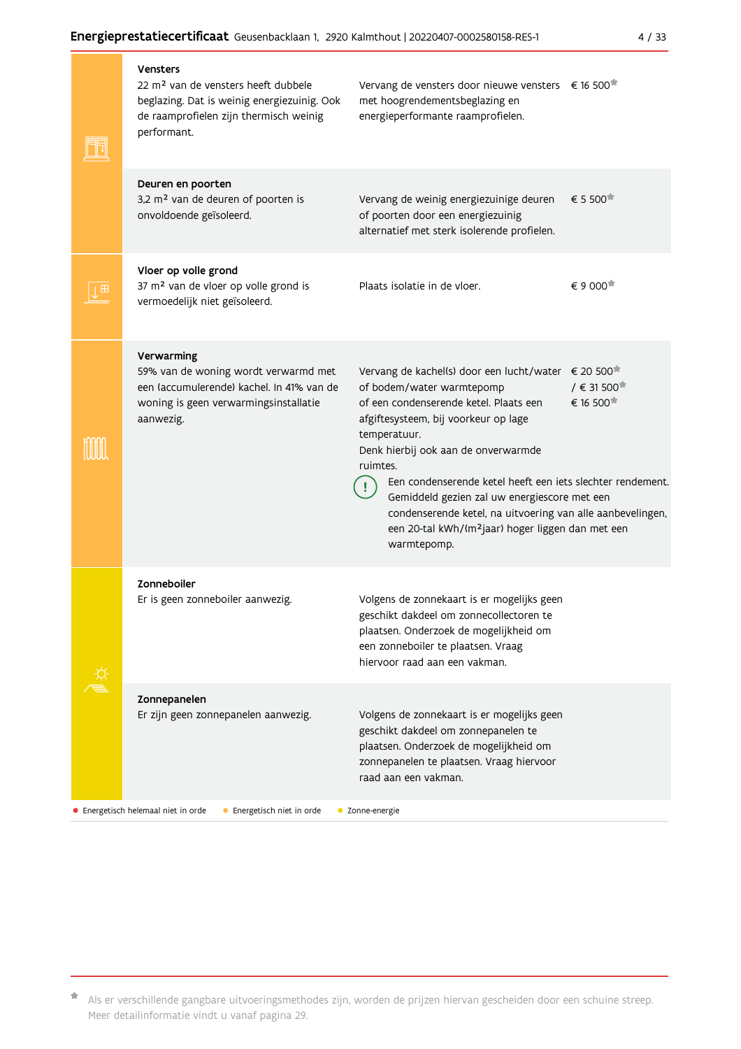| | Huidige situatie | Aanbeveling | Kostprijs |
|---|---|---|---|
| | **Vensters**<br>22 m² van de vensters heeft dubbele beglazing. Dat is weinig energiezuinig. Ook de raamprofielen zijn thermisch weinig performant. | Vervang de vensters door nieuwe vensters met hoogrendementsbeglazing en energieperformante raamprofielen. | € 16 500* |
| | **Deuren en poorten**<br>3,2 m² van de deuren of poorten is onvoldoende geïsoleerd. | Vervang de weinig energiezuinige deuren of poorten door een energiezuinig alternatief met sterk isolerende profielen. | € 5 500* |
| | **Vloer op volle grond**<br>37 m² van de vloer op volle grond is vermoedelijk niet geïsoleerd. | Plaats isolatie in de vloer. | € 9 000* |
| | **Verwarming**<br>59% van de woning wordt verwarmd met een (accumulerende) kachel. In 41% van de woning is geen verwarmingsinstallatie aanwezig. | Vervang de kachel(s) door een lucht/water of bodem/water warmtepomp of een condenserende ketel. Plaats een afgiftesysteem, bij voorkeur op lage temperatuur.<br>Denk hierbij ook aan de onverwarmde ruimtes.<br>(!) Een condenserende ketel heeft een iets slechter rendement. Gemiddeld gezien zal uw energiescore met een condenserende ketel, na uitvoering van alle aanbevelingen, een 20-tal kWh/(m²jaar) hoger liggen dan met een warmtepomp. | € 20 500* / € 31 500*<br>€ 16 500* |
| | **Zonneboiler**<br>Er is geen zonneboiler aanwezig. | Volgens de zonnekaart is er mogelijks geen geschikt dakdeel om zonnecollectoren te plaatsen. Onderzoek de mogelijkheid om een zonneboiler te plaatsen. Vraag hiervoor raad aan een vakman. | |
| | **Zonnepanelen**<br>Er zijn geen zonnepanelen aanwezig. | Volgens de zonnekaart is er mogelijks geen geschikt dakdeel om zonnepanelen te plaatsen. Onderzoek de mogelijkheid om zonnepanelen te plaatsen. Vraag hiervoor raad aan een vakman. | |

● Energetisch helemaal niet in orde ● Energetisch niet in orde ● Zonne-energie

* Als er verschillende gangbare uitvoeringsmethodes zijn, worden de prijzen hiervan gescheiden door een schuine streep. Meer detailinformatie vindt u vanaf pagina 29.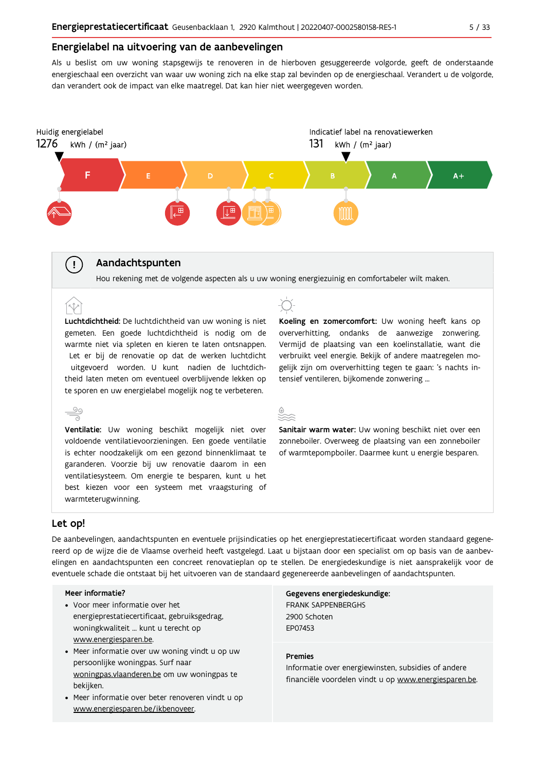## Energielabel na uitvoering van de aanbevelingen

Als u beslist om uw woning stapsgewijs te renoveren in de hierboven gesuggereerde volgorde, geeft de onderstaande energieschaal een overzicht van waar uw woning zich na elke stap zal bevinden op de energieschaal. Verandert u de volgorde, dan verandert ook de impact van elke maatregel. Dat kan hier niet weergegeven worden.

Huidig energielabel
1276 kWh / (m² jaar)

Indicatief label na renovatiewerken
131 kWh / (m² jaar)

F | E | D | C | B | A | A+

### Aandachtspunten

Hou rekening met de volgende aspecten als u uw woning energiezuinig en comfortabeler wilt maken.

**Luchtdichtheid:** De luchtdichtheid van uw woning is niet gemeten. Een goede luchtdichtheid is nodig om de warmte niet via spleten en kieren te laten ontsnappen. Let er bij de renovatie op dat de werken luchtdicht uitgevoerd worden. U kunt nadien de luchtdichtheid laten meten om eventueel overblijvende lekken op te sporen en uw energielabel mogelijk nog te verbeteren.

**Koeling en zomercomfort:** Uw woning heeft kans op oververhitting, ondanks de aanwezige zonwering. Vermijd de plaatsing van een koelinstallatie, want die verbruikt veel energie. Bekijk of andere maatregelen mogelijk zijn om oververhitting tegen te gaan: 's nachts intensief ventileren, bijkomende zonwering ...

**Ventilatie:** Uw woning beschikt mogelijk niet over voldoende ventilatievoorzieningen. Een goede ventilatie is echter noodzakelijk om een gezond binnenklimaat te garanderen. Voorzie bij uw renovatie daarom in een ventilatiesysteem. Om energie te besparen, kunt u het best kiezen voor een systeem met vraagsturing of warmteterugwinning.

**Sanitair warm water:** Uw woning beschikt niet over een zonneboiler. Overweeg de plaatsing van een zonneboiler of warmtepompboiler. Daarmee kunt u energie besparen.

## Let op!

De aanbevelingen, aandachtspunten en eventuele prijsindicaties op het energieprestatiecertificaat worden standaard gegenereerd op de wijze die de Vlaamse overheid heeft vastgelegd. Laat u bijstaan door een specialist om op basis van de aanbevelingen en aandachtspunten een concreet renovatieplan op te stellen. De energiedeskundige is niet aansprakelijk voor de eventuele schade die ontstaat bij het uitvoeren van de standaard gegenereerde aanbevelingen of aandachtspunten.

**Meer informatie?**

- Voor meer informatie over het energieprestatiecertificaat, gebruiksgedrag, woningkwaliteit ... kunt u terecht op www.energiesparen.be.
- Meer informatie over uw woning vindt u op uw persoonlijke woningpas. Surf naar woningpas.vlaanderen.be om uw woningpas te bekijken.
- Meer informatie over beter renoveren vindt u op www.energiesparen.be/ikbenoveer.

**Gegevens energiedeskundige:**
FRANK SAPPENBERGHS
2900 Schoten
EP07453

**Premies**
Informatie over energiewinsten, subsidies of andere financiële voordelen vindt u op www.energiesparen.be.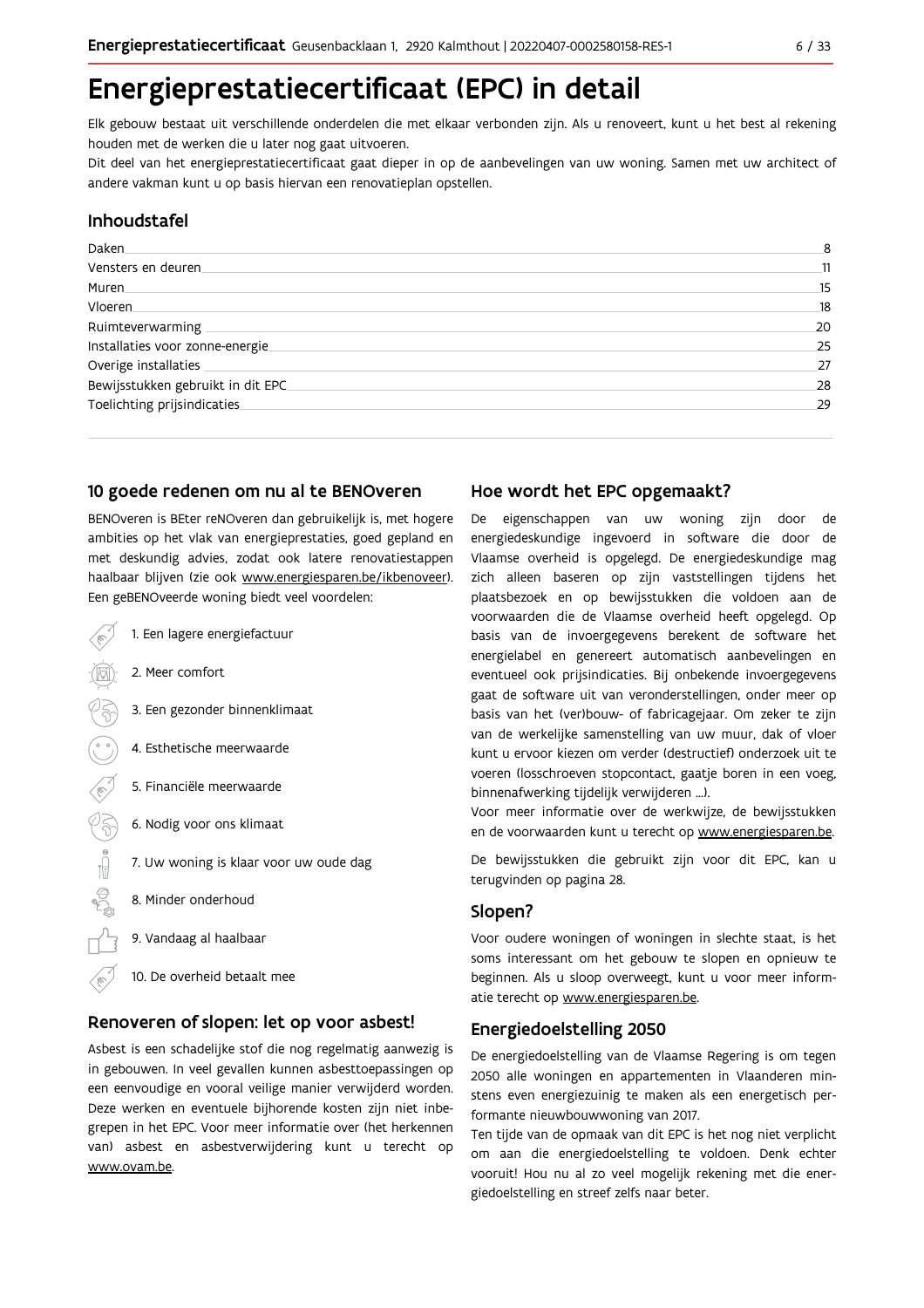# Energieprestatiecertificaat (EPC) in detail

Elk gebouw bestaat uit verschillende onderdelen die met elkaar verbonden zijn. Als u renoveert, kunt u het best al rekening houden met de werken die u later nog gaat uitvoeren.

Dit deel van het energieprestatiecertificaat gaat dieper in op de aanbevelingen van uw woning. Samen met uw architect of andere vakman kunt u op basis hiervan een renovatieplan opstellen.

## Inhoudstafel

| | |
|---|---|
| Daken | 8 |
| Vensters en deuren | 11 |
| Muren | 15 |
| Vloeren | 18 |
| Ruimteverwarming | 20 |
| Installaties voor zonne-energie | 25 |
| Overige installaties | 27 |
| Bewijsstukken gebruikt in dit EPC | 28 |
| Toelichting prijsindicaties | 29 |

## 10 goede redenen om nu al te BENOveren

BENOveren is BEter reNOveren dan gebruikelijk is, met hogere ambities op het vlak van energieprestaties, goed gepland en met deskundig advies, zodat ook latere renovatiestappen haalbaar blijven (zie ook www.energiesparen.be/ikbenoveer). Een geBENOveerde woning biedt veel voordelen:

1. Een lagere energiefactuur
2. Meer comfort
3. Een gezonder binnenklimaat
4. Esthetische meerwaarde
5. Financiële meerwaarde
6. Nodig voor ons klimaat
7. Uw woning is klaar voor uw oude dag
8. Minder onderhoud
9. Vandaag al haalbaar
10. De overheid betaalt mee

## Renoveren of slopen: let op voor asbest!

Asbest is een schadelijke stof die nog regelmatig aanwezig is in gebouwen. In veel gevallen kunnen asbesttoepassingen op een eenvoudige en vooral veilige manier verwijderd worden. Deze werken en eventuele bijhorende kosten zijn niet inbegrepen in het EPC. Voor meer informatie over (het herkennen van) asbest en asbestverwijdering kunt u terecht op www.ovam.be.

## Hoe wordt het EPC opgemaakt?

De eigenschappen van uw woning zijn door de energiedeskundige ingevoerd in software die door de Vlaamse overheid is opgelegd. De energiedeskundige mag zich alleen baseren op zijn vaststellingen tijdens het plaatsbezoek en op bewijsstukken die voldoen aan de voorwaarden die de Vlaamse overheid heeft opgelegd. Op basis van de invoergegevens berekent de software het energielabel en genereert automatisch aanbevelingen en eventueel ook prijsindicaties. Bij onbekende invoergegevens gaat de software uit van veronderstellingen, onder meer op basis van het (ver)bouw- of fabricagejaar. Om zeker te zijn van de werkelijke samenstelling van uw muur, dak of vloer kunt u ervoor kiezen om verder (destructief) onderzoek uit te voeren (losschroeven stopcontact, gaatje boren in een voeg, binnenafwerking tijdelijk verwijderen ...).

Voor meer informatie over de werkwijze, de bewijsstukken en de voorwaarden kunt u terecht op www.energiesparen.be.

De bewijsstukken die gebruikt zijn voor dit EPC, kan u terugvinden op pagina 28.

## Slopen?

Voor oudere woningen of woningen in slechte staat, is het soms interessant om het gebouw te slopen en opnieuw te beginnen. Als u sloop overweegt, kunt u voor meer informatie terecht op www.energiesparen.be.

## Energiedoelstelling 2050

De energiedoelstelling van de Vlaamse Regering is om tegen 2050 alle woningen en appartementen in Vlaanderen minstens even energiezuinig te maken als een energetisch performante nieuwbouwwoning van 2017.

Ten tijde van de opmaak van dit EPC is het nog niet verplicht om aan die energiedoelstelling te voldoen. Denk echter vooruit! Hou nu al zo veel mogelijk rekening met die energiedoelstelling en streef zelfs naar beter.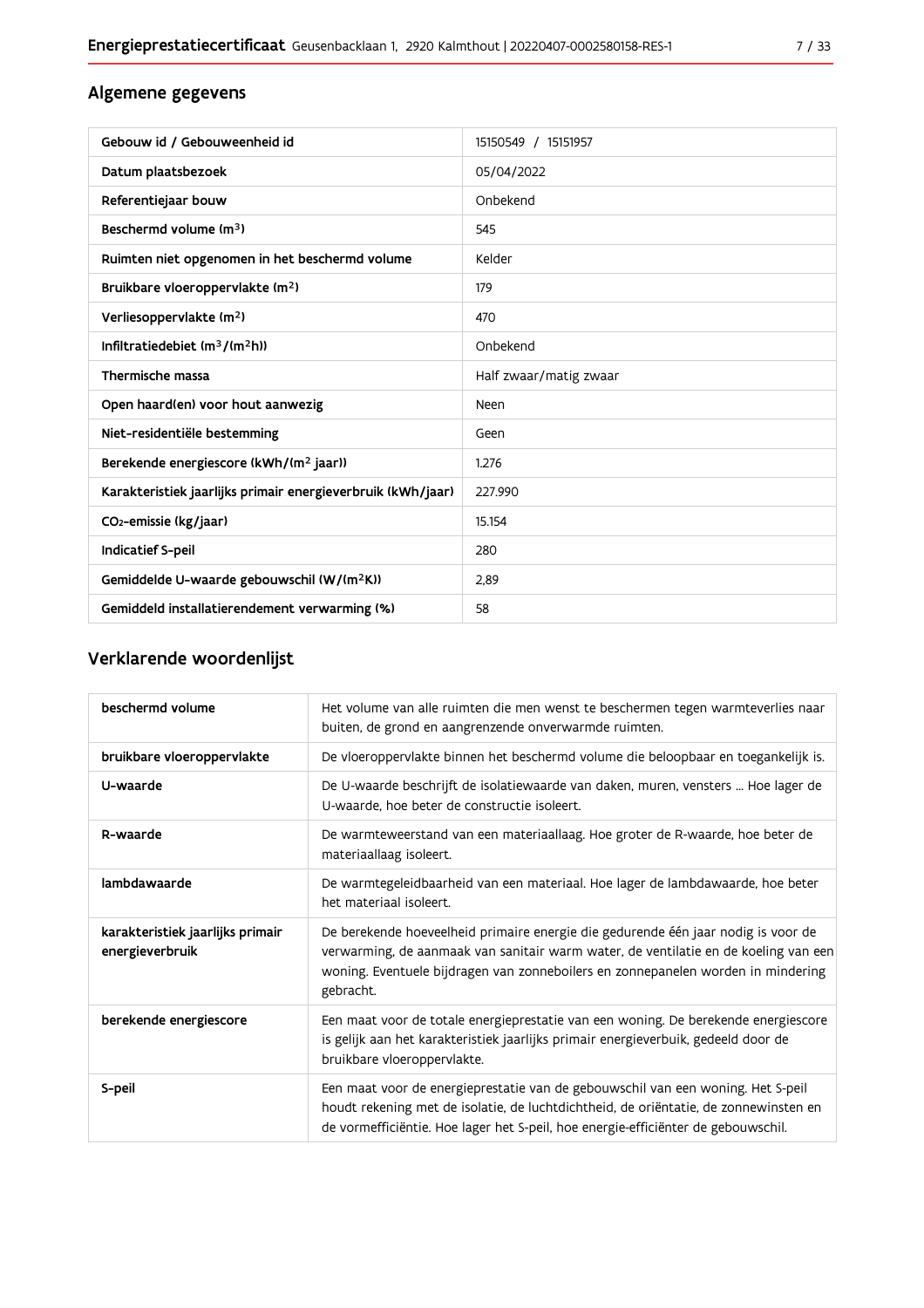## Algemene gegevens

| | |
|---|---|
| Gebouw id / Gebouweenheid id | 15150549 / 15151957 |
| Datum plaatsbezoek | 05/04/2022 |
| Referentiejaar bouw | Onbekend |
| Beschermd volume ($m^3$) | 545 |
| Ruimten niet opgenomen in het beschermd volume | Kelder |
| Bruikbare vloeroppervlakte ($m^2$) | 179 |
| Verliesoppervlakte ($m^2$) | 470 |
| Infiltratiedebiet ($m^3/(m^2h)$) | Onbekend |
| Thermische massa | Half zwaar/matig zwaar |
| Open haard(en) voor hout aanwezig | Neen |
| Niet-residentiële bestemming | Geen |
| Berekende energiescore (kWh/($m^2$ jaar)) | 1.276 |
| Karakteristiek jaarlijks primair energieverbruik (kWh/jaar) | 227.990 |
| $CO_2$-emissie (kg/jaar) | 15.154 |
| Indicatief S-peil | 280 |
| Gemiddelde U-waarde gebouwschil (W/($m^2$K)) | 2,89 |
| Gemiddeld installatierendement verwarming (%) | 58 |

## Verklarende woordenlijst

| | |
|---|---|
| beschermd volume | Het volume van alle ruimten die men wenst te beschermen tegen warmteverlies naar buiten, de grond en aangrenzende onverwarmde ruimten. |
| bruikbare vloeroppervlakte | De vloeroppervlakte binnen het beschermd volume die beloopbaar en toegankelijk is. |
| U-waarde | De U-waarde beschrijft de isolatiewaarde van daken, muren, vensters ... Hoe lager de U-waarde, hoe beter de constructie isoleert. |
| R-waarde | De warmteweerstand van een materiaallaag. Hoe groter de R-waarde, hoe beter de materiaallaag isoleert. |
| lambdawaarde | De warmtegeleidbaarheid van een materiaal. Hoe lager de lambdawaarde, hoe beter het materiaal isoleert. |
| karakteristiek jaarlijks primair energieverbruik | De berekende hoeveelheid primaire energie die gedurende één jaar nodig is voor de verwarming, de aanmaak van sanitair warm water, de ventilatie en de koeling van een woning. Eventuele bijdragen van zonneboilers en zonnepanelen worden in mindering gebracht. |
| berekende energiescore | Een maat voor de totale energieprestatie van een woning. De berekende energiescore is gelijk aan het karakteristiek jaarlijks primair energieverbuik, gedeeld door de bruikbare vloeroppervlakte. |
| S-peil | Een maat voor de energieprestatie van de gebouwschil van een woning. Het S-peil houdt rekening met de isolatie, de luchtdichtheid, de oriëntatie, de zonnewinsten en de vormefficiëntie. Hoe lager het S-peil, hoe energie-efficiënter de gebouwschil. |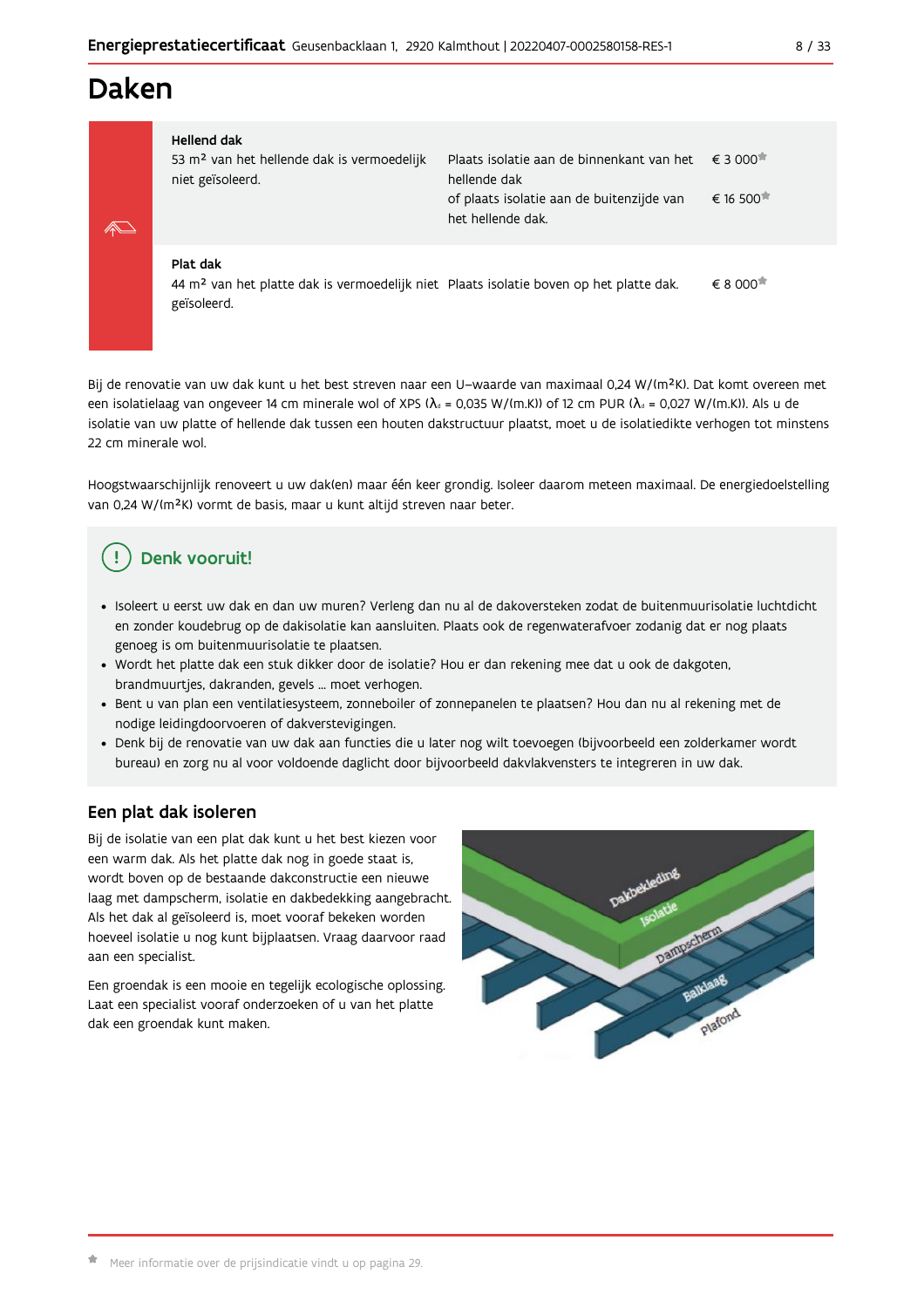# Daken

| | | |
|---|---|---|
| **Hellend dak**<br>53 m² van het hellende dak is vermoedelijk niet geïsoleerd. | Plaats isolatie aan de binnenkant van het hellende dak<br>of plaats isolatie aan de buitenzijde van het hellende dak. | € 3 000*<br>€ 16 500* |
| **Plat dak**<br>44 m² van het platte dak is vermoedelijk niet geïsoleerd. | Plaats isolatie boven op het platte dak. | € 8 000* |

Bij de renovatie van uw dak kunt u het best streven naar een U–waarde van maximaal 0,24 W/(m²K). Dat komt overeen met een isolatielaag van ongeveer 14 cm minerale wol of XPS ($\lambda_d$ = 0,035 W/(m.K)) of 12 cm PUR ($\lambda_d$ = 0,027 W/(m.K)). Als u de isolatie van uw platte of hellende dak tussen een houten dakstructuur plaatst, moet u de isolatiedikte verhogen tot minstens 22 cm minerale wol.

Hoogstwaarschijnlijk renoveert u uw dak(en) maar één keer grondig. Isoleer daarom meteen maximaal. De energiedoelstelling van 0,24 W/(m²K) vormt de basis, maar u kunt altijd streven naar beter.

## Denk vooruit!

- Isoleert u eerst uw dak en dan uw muren? Verleng dan nu al de dakoversteken zodat de buitenmuurisolatie luchtdicht en zonder koudebrug op de dakisolatie kan aansluiten. Plaats ook de regenwaterafvoer zodanig dat er nog plaats genoeg is om buitenmuurisolatie te plaatsen.
- Wordt het platte dak een stuk dikker door de isolatie? Hou er dan rekening mee dat u ook de dakgoten, brandmuurtjes, dakranden, gevels … moet verhogen.
- Bent u van plan een ventilatiesysteem, zonneboiler of zonnepanelen te plaatsen? Hou dan nu al rekening met de nodige leidingdoorvoeren of dakverstevigingen.
- Denk bij de renovatie van uw dak aan functies die u later nog wilt toevoegen (bijvoorbeeld een zolderkamer wordt bureau) en zorg nu al voor voldoende daglicht door bijvoorbeeld dakvlakvensters te integreren in uw dak.

## Een plat dak isoleren

Bij de isolatie van een plat dak kunt u het best kiezen voor een warm dak. Als het platte dak nog in goede staat is, wordt boven op de bestaande dakconstructie een nieuwe laag met dampscherm, isolatie en dakbedekking aangebracht. Als het dak al geïsoleerd is, moet vooraf bekeken worden hoeveel isolatie u nog kunt bijplaatsen. Vraag daarvoor raad aan een specialist.

Een groendak is een mooie en tegelijk ecologische oplossing. Laat een specialist vooraf onderzoeken of u van het platte dak een groendak kunt maken.

\* Meer informatie over de prijsindicatie vindt u op pagina 29.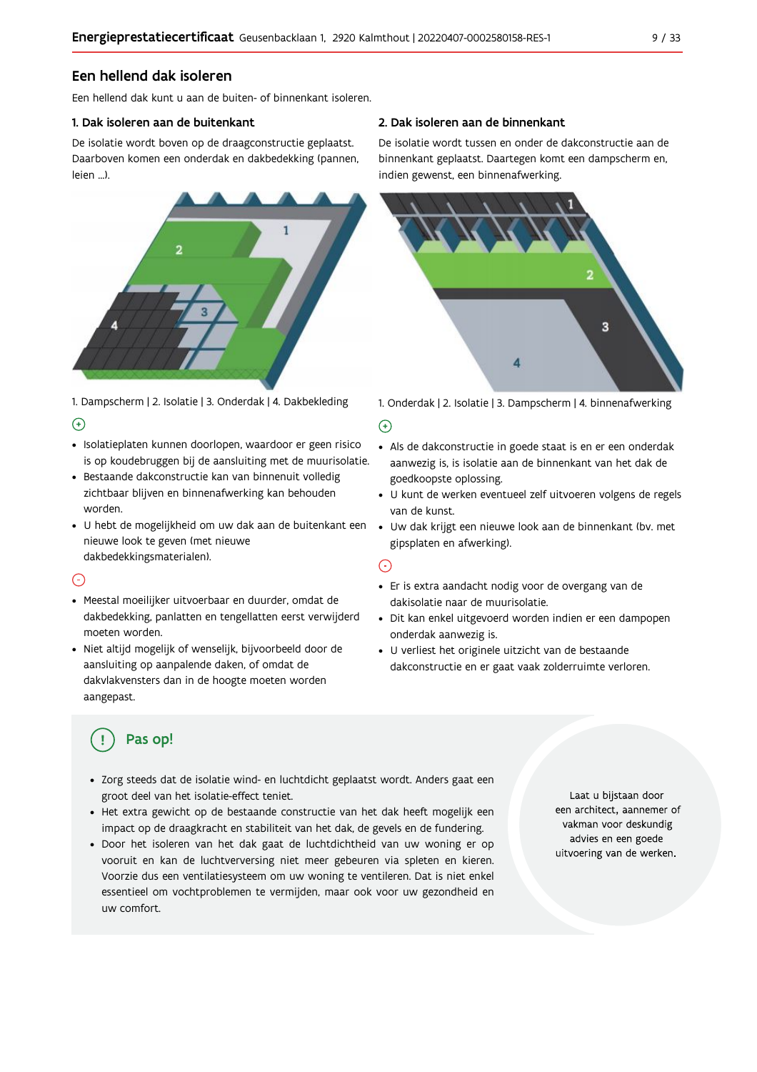## Een hellend dak isoleren

Een hellend dak kunt u aan de buiten- of binnenkant isoleren.

### 1. Dak isoleren aan de buitenkant

De isolatie wordt boven op de draagconstructie geplaatst. Daarboven komen een onderdak en dakbedekking (pannen, leien ...).

1. Dampscherm | 2. Isolatie | 3. Onderdak | 4. Dakbekleding

⊕

- Isolatieplaten kunnen doorlopen, waardoor er geen risico is op koudebruggen bij de aansluiting met de muurisolatie.
- Bestaande dakconstructie kan van binnenuit volledig zichtbaar blijven en binnenafwerking kan behouden worden.
- U hebt de mogelijkheid om uw dak aan de buitenkant een nieuwe look te geven (met nieuwe dakbedekkingsmaterialen).

⊖

- Meestal moeilijker uitvoerbaar en duurder, omdat de dakbedekking, panlatten en tengellatten eerst verwijderd moeten worden.
- Niet altijd mogelijk of wenselijk, bijvoorbeeld door de aansluiting op aanpalende daken, of omdat de dakvlakvensters dan in de hoogte moeten worden aangepast.

### 2. Dak isoleren aan de binnenkant

De isolatie wordt tussen en onder de dakconstructie aan de binnenkant geplaatst. Daartegen komt een dampscherm en, indien gewenst, een binnenafwerking.

1. Onderdak | 2. Isolatie | 3. Dampscherm | 4. binnenafwerking

⊕

- Als de dakconstructie in goede staat is en er een onderdak aanwezig is, is isolatie aan de binnenkant van het dak de goedkoopste oplossing.
- U kunt de werken eventueel zelf uitvoeren volgens de regels van de kunst.
- Uw dak krijgt een nieuwe look aan de binnenkant (bv. met gipsplaten en afwerking).

⊖

- Er is extra aandacht nodig voor de overgang van de dakisolatie naar de muurisolatie.
- Dit kan enkel uitgevoerd worden indien er een dampopen onderdak aanwezig is.
- U verliest het originele uitzicht van de bestaande dakconstructie en er gaat vaak zolderruimte verloren.

### Pas op!

- Zorg steeds dat de isolatie wind- en luchtdicht geplaatst wordt. Anders gaat een groot deel van het isolatie-effect teniet.
- Het extra gewicht op de bestaande constructie van het dak heeft mogelijk een impact op de draagkracht en stabiliteit van het dak, de gevels en de fundering.
- Door het isoleren van het dak gaat de luchtdichtheid van uw woning er op vooruit en kan de luchtverversing niet meer gebeuren via spleten en kieren. Voorzie dus een ventilatiesysteem om uw woning te ventileren. Dat is niet enkel essentieel om vochtproblemen te vermijden, maar ook voor uw gezondheid en uw comfort.

Laat u bijstaan door een architect, aannemer of vakman voor deskundig advies en een goede uitvoering van de werken.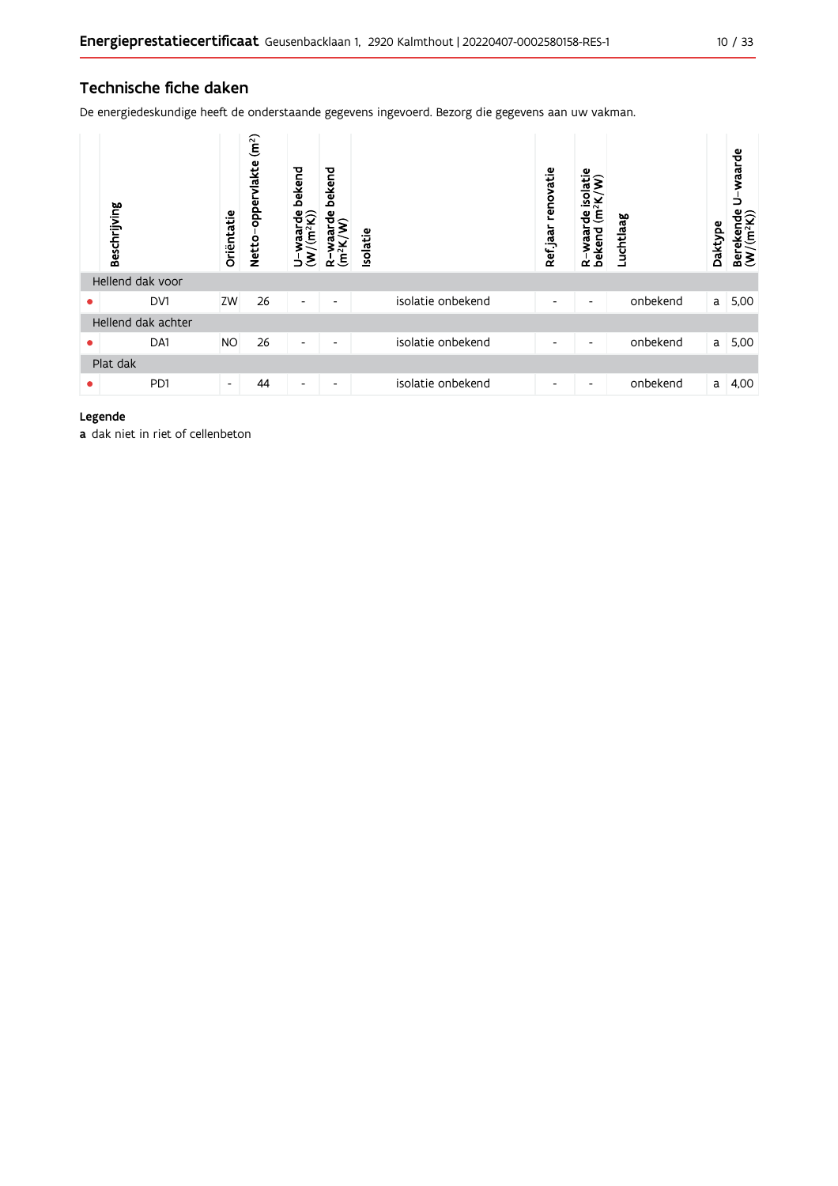## Technische fiche daken

De energiedeskundige heeft de onderstaande gegevens ingevoerd. Bezorg die gegevens aan uw vakman.

| | Beschrijving | Oriëntatie | Netto-oppervlakte ($m^2$) | U-waarde bekend ($W/(m^2K)$) | R-waarde bekend ($m^2K/W$) | Isolatie | Ref.jaar renovatie | R-waarde isolatie bekend ($m^2K/W$) | Luchtlaag | Daktype | Berekende U-waarde ($W/(m^2K)$) |
|---|---|---|---|---|---|---|---|---|---|---|---|
| Hellend dak voor | | | | | | | | | | | |
| • | DV1 | ZW | 26 | - | - | isolatie onbekend | - | - | onbekend | a | 5,00 |
| Hellend dak achter | | | | | | | | | | | |
| • | DA1 | NO | 26 | - | - | isolatie onbekend | - | - | onbekend | a | 5,00 |
| Plat dak | | | | | | | | | | | |
| • | PD1 | - | 44 | - | - | isolatie onbekend | - | - | onbekend | a | 4,00 |

**Legende**

**a** dak niet in riet of cellenbeton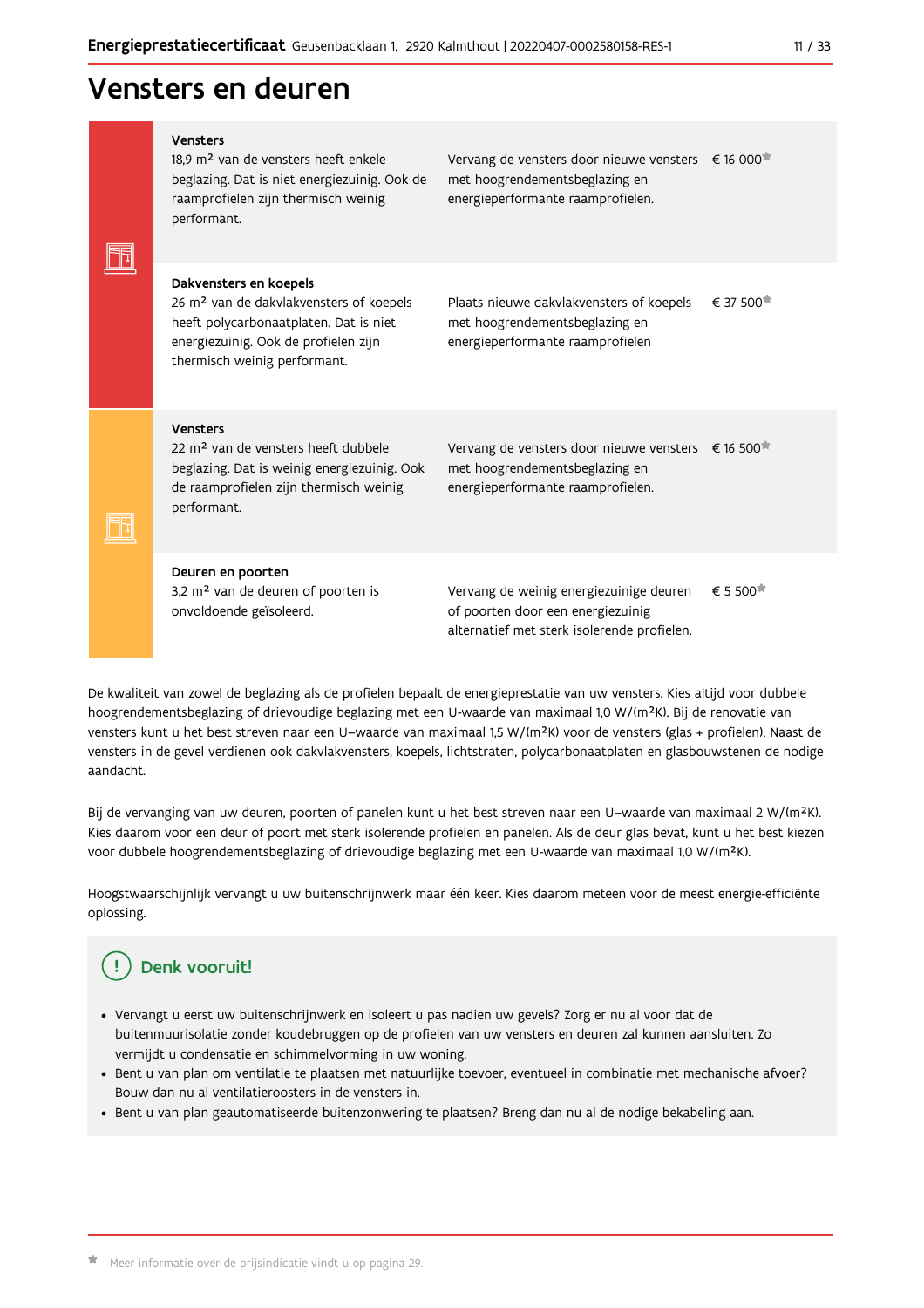# Vensters en deuren

| | Huidige situatie | Aanbeveling | Prijsindicatie |
|---|---|---|---|
| **Vensters** | 18,9 m² van de vensters heeft enkele beglazing. Dat is niet energiezuinig. Ook de raamprofielen zijn thermisch weinig performant. | Vervang de vensters door nieuwe vensters met hoogrendementsbeglazing en energieperformante raamprofielen. | € 16 000* |
| **Dakvensters en koepels** | 26 m² van de dakvlakvensters of koepels heeft polycarbonaatplaten. Dat is niet energiezuinig. Ook de profielen zijn thermisch weinig performant. | Plaats nieuwe dakvlakvensters of koepels met hoogrendementsbeglazing en energieperformante raamprofielen | € 37 500* |
| **Vensters** | 22 m² van de vensters heeft dubbele beglazing. Dat is weinig energiezuinig. Ook de raamprofielen zijn thermisch weinig performant. | Vervang de vensters door nieuwe vensters met hoogrendementsbeglazing en energieperformante raamprofielen. | € 16 500* |
| **Deuren en poorten** | 3,2 m² van de deuren of poorten is onvoldoende geïsoleerd. | Vervang de weinig energiezuinige deuren of poorten door een energiezuinig alternatief met sterk isolerende profielen. | € 5 500* |

De kwaliteit van zowel de beglazing als de profielen bepaalt de energieprestatie van uw vensters. Kies altijd voor dubbele hoogrendementsbeglazing of drievoudige beglazing met een U-waarde van maximaal 1,0 W/(m²K). Bij de renovatie van vensters kunt u het best streven naar een U-waarde van maximaal 1,5 W/(m²K) voor de vensters (glas + profielen). Naast de vensters in de gevel verdienen ook dakvlakvensters, koepels, lichtstraten, polycarbonaatplaten en glasbouwstenen de nodige aandacht.

Bij de vervanging van uw deuren, poorten of panelen kunt u het best streven naar een U-waarde van maximaal 2 W/(m²K). Kies daarom voor een deur of poort met sterk isolerende profielen en panelen. Als de deur glas bevat, kunt u het best kiezen voor dubbele hoogrendementsbeglazing of drievoudige beglazing met een U-waarde van maximaal 1,0 W/(m²K).

Hoogstwaarschijnlijk vervangt u uw buitenschrijnwerk maar één keer. Kies daarom meteen voor de meest energie-efficiënte oplossing.

## Denk vooruit!

- Vervangt u eerst uw buitenschrijnwerk en isoleert u pas nadien uw gevels? Zorg er nu al voor dat de buitenmuurisolatie zonder koudebruggen op de profielen van uw vensters en deuren zal kunnen aansluiten. Zo vermijdt u condensatie en schimmelvorming in uw woning.
- Bent u van plan om ventilatie te plaatsen met natuurlijke toevoer, eventueel in combinatie met mechanische afvoer? Bouw dan nu al ventilatieroosters in de vensters in.
- Bent u van plan geautomatiseerde buitenzonwering te plaatsen? Breng dan nu al de nodige bekabeling aan.

* Meer informatie over de prijsindicatie vindt u op pagina 29.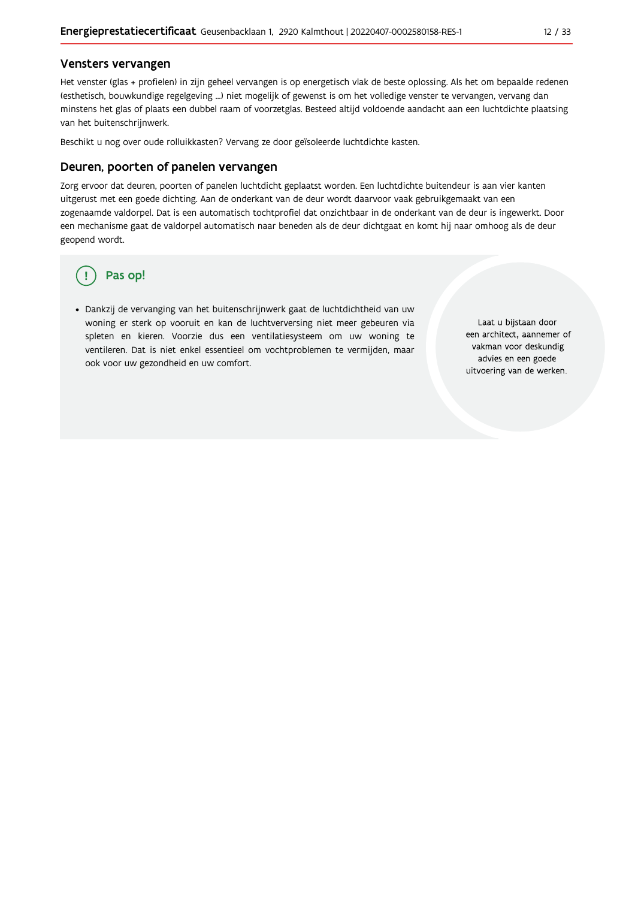## Vensters vervangen

Het venster (glas + profielen) in zijn geheel vervangen is op energetisch vlak de beste oplossing. Als het om bepaalde redenen (esthetisch, bouwkundige regelgeving ...) niet mogelijk of gewenst is om het volledige venster te vervangen, vervang dan minstens het glas of plaats een dubbel raam of voorzetglas. Besteed altijd voldoende aandacht aan een luchtdichte plaatsing van het buitenschrijnwerk.

Beschikt u nog over oude rolluikkasten? Vervang ze door geïsoleerde luchtdichte kasten.

## Deuren, poorten of panelen vervangen

Zorg ervoor dat deuren, poorten of panelen luchtdicht geplaatst worden. Een luchtdichte buitendeur is aan vier kanten uitgerust met een goede dichting. Aan de onderkant van de deur wordt daarvoor vaak gebruikgemaakt van een zogenaamde valdorpel. Dat is een automatisch tochtprofiel dat onzichtbaar in de onderkant van de deur is ingewerkt. Door een mechanisme gaat de valdorpel automatisch naar beneden als de deur dichtgaat en komt hij naar omhoog als de deur geopend wordt.

### Pas op!

- Dankzij de vervanging van het buitenschrijnwerk gaat de luchtdichtheid van uw woning er sterk op vooruit en kan de luchtverversing niet meer gebeuren via spleten en kieren. Voorzie dus een ventilatiesysteem om uw woning te ventileren. Dat is niet enkel essentieel om vochtproblemen te vermijden, maar ook voor uw gezondheid en uw comfort.

Laat u bijstaan door een architect, aannemer of vakman voor deskundig advies en een goede uitvoering van de werken.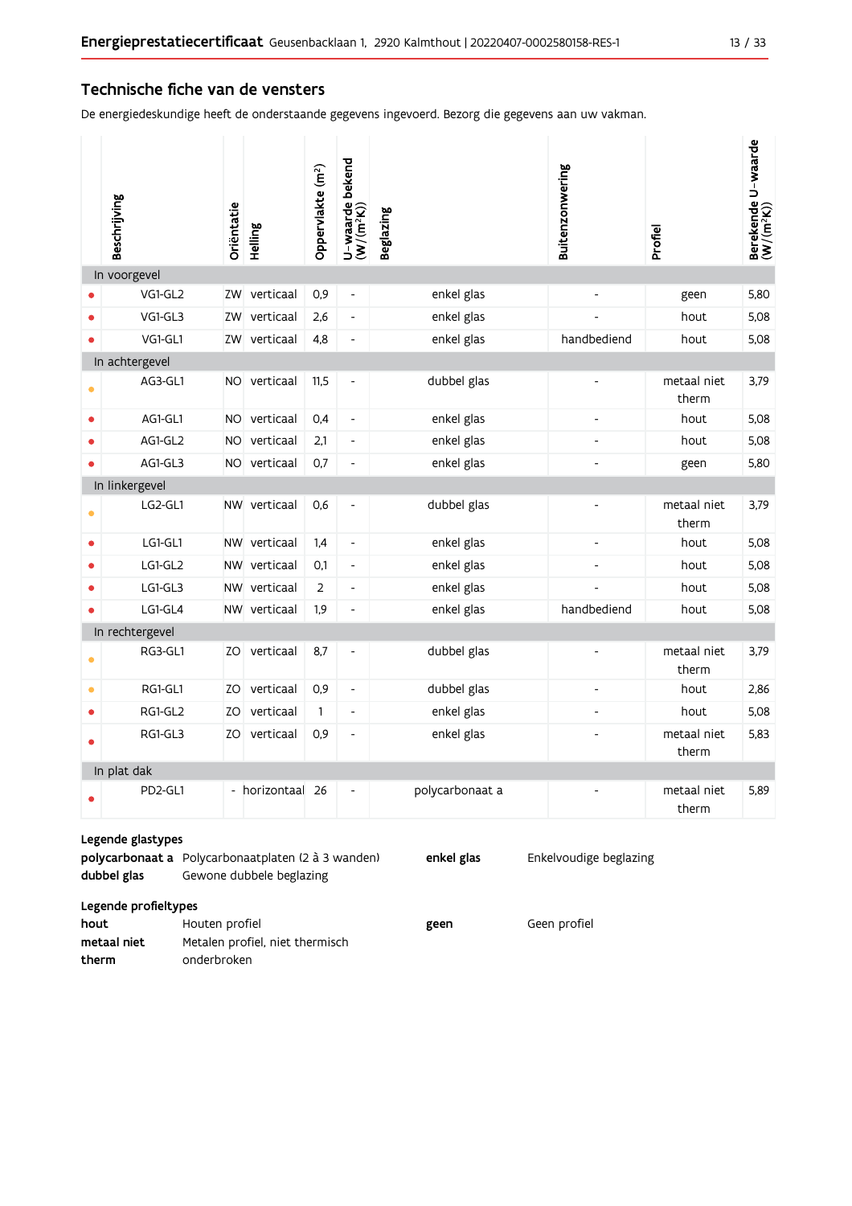## Technische fiche van de vensters

De energiedeskundige heeft de onderstaande gegevens ingevoerd. Bezorg die gegevens aan uw vakman.

| | Beschrijving | Oriëntatie | Helling | Oppervlakte (m²) | U-waarde bekend (W/(m²K)) | Beglazing | Buitenzonwering | Profiel | Berekende U-waarde (W/(m²K)) |
|---|---|---|---|---|---|---|---|---|---|
| **In voorgevel** | | | | | | | | | |
| ● | VG1-GL2 | ZW | verticaal | 0,9 | - | enkel glas | - | geen | 5,80 |
| ● | VG1-GL3 | ZW | verticaal | 2,6 | - | enkel glas | - | hout | 5,08 |
| ● | VG1-GL1 | ZW | verticaal | 4,8 | - | enkel glas | handbediend | hout | 5,08 |
| **In achtergevel** | | | | | | | | | |
| ● | AG3-GL1 | NO | verticaal | 11,5 | - | dubbel glas | - | metaal niet therm | 3,79 |
| ● | AG1-GL1 | NO | verticaal | 0,4 | - | enkel glas | - | hout | 5,08 |
| ● | AG1-GL2 | NO | verticaal | 2,1 | - | enkel glas | - | hout | 5,08 |
| ● | AG1-GL3 | NO | verticaal | 0,7 | - | enkel glas | - | geen | 5,80 |
| **In linkergevel** | | | | | | | | | |
| ● | LG2-GL1 | NW | verticaal | 0,6 | - | dubbel glas | - | metaal niet therm | 3,79 |
| ● | LG1-GL1 | NW | verticaal | 1,4 | - | enkel glas | - | hout | 5,08 |
| ● | LG1-GL2 | NW | verticaal | 0,1 | - | enkel glas | - | hout | 5,08 |
| ● | LG1-GL3 | NW | verticaal | 2 | - | enkel glas | - | hout | 5,08 |
| ● | LG1-GL4 | NW | verticaal | 1,9 | - | enkel glas | handbediend | hout | 5,08 |
| **In rechtergevel** | | | | | | | | | |
| ● | RG3-GL1 | ZO | verticaal | 8,7 | - | dubbel glas | - | metaal niet therm | 3,79 |
| ● | RG1-GL1 | ZO | verticaal | 0,9 | - | dubbel glas | - | hout | 2,86 |
| ● | RG1-GL2 | ZO | verticaal | 1 | - | enkel glas | - | hout | 5,08 |
| ● | RG1-GL3 | ZO | verticaal | 0,9 | - | enkel glas | - | metaal niet therm | 5,83 |
| **In plat dak** | | | | | | | | | |
| ● | PD2-GL1 | - | horizontaal | 26 | - | polycarbonaat a | - | metaal niet therm | 5,89 |

**Legende glastypes**

**polycarbonaat a** Polycarbonaatplaten (2 à 3 wanden)
**dubbel glas** Gewone dubbele beglazing
**enkel glas** Enkelvoudige beglazing

**Legende profieltypes**

**hout** Houten profiel
**metaal niet therm** Metalen profiel, niet thermisch onderbroken
**geen** Geen profiel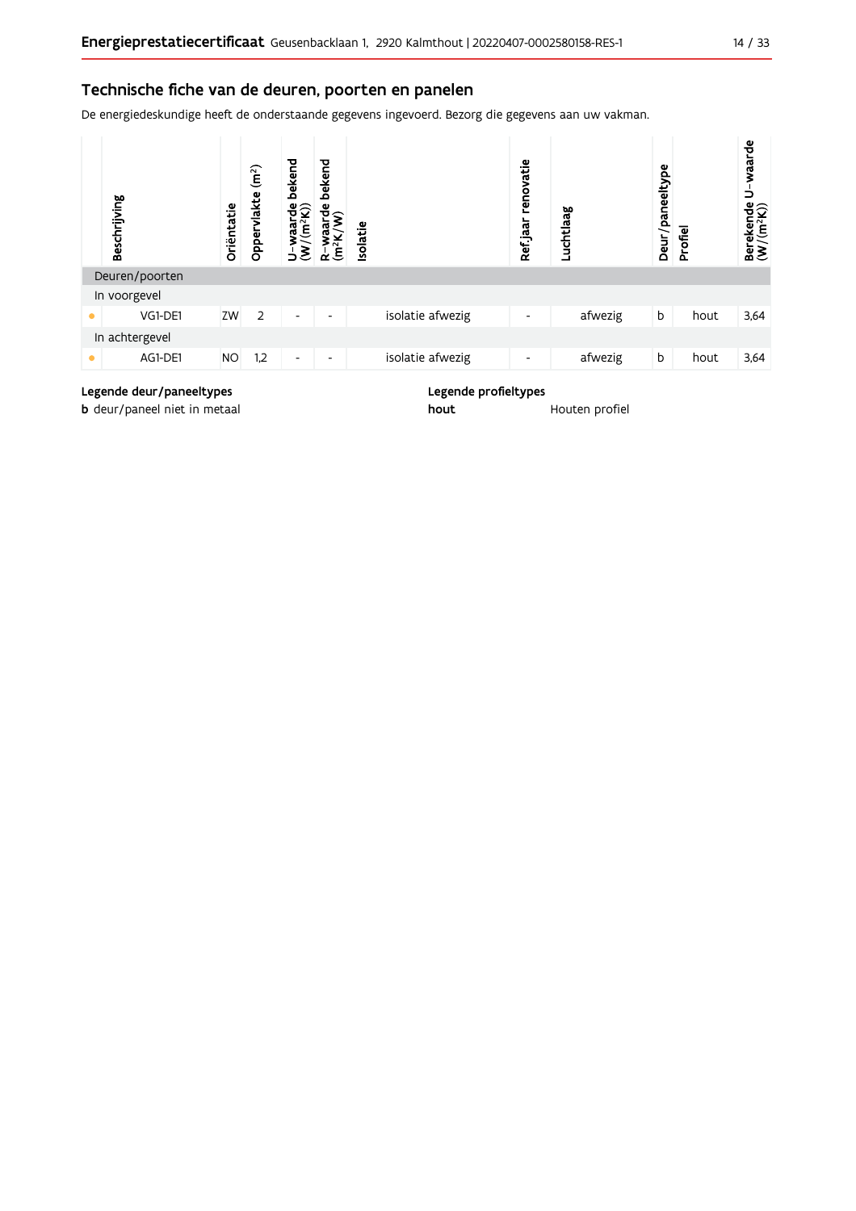## Technische fiche van de deuren, poorten en panelen

De energiedeskundige heeft de onderstaande gegevens ingevoerd. Bezorg die gegevens aan uw vakman.

| | Beschrijving | Oriëntatie | Oppervlakte (m²) | U-waarde bekend (W/(m²K)) | R-waarde bekend (m²K/W) | Isolatie | Ref.jaar renovatie | Luchtlaag | Deur/paneeltype | Profiel | Berekende U-waarde (W/(m²K)) |
|---|---|---|---|---|---|---|---|---|---|---|---|
| Deuren/poorten | | | | | | | | | | | |
| In voorgevel | | | | | | | | | | | |
| • | VG1-DE1 | ZW | 2 | - | - | isolatie afwezig | - | afwezig | b | hout | 3,64 |
| In achtergevel | | | | | | | | | | | |
| • | AG1-DE1 | NO | 1,2 | - | - | isolatie afwezig | - | afwezig | b | hout | 3,64 |

**Legende deur/paneeltypes**

**b** deur/paneel niet in metaal

**Legende profieltypes**

**hout** Houten profiel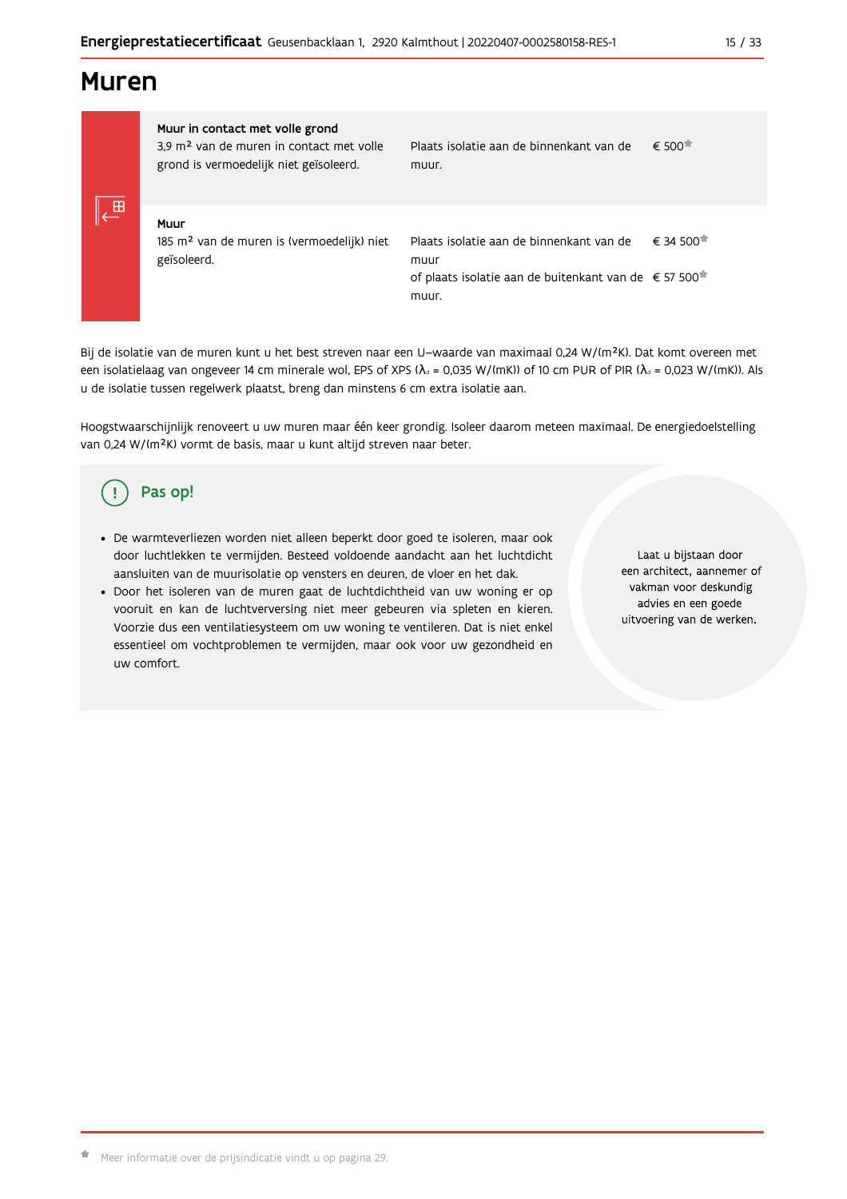# Muren

| | | |
|---|---|---|
| **Muur in contact met volle grond**<br>3,9 m² van de muren in contact met volle grond is vermoedelijk niet geïsoleerd. | Plaats isolatie aan de binnenkant van de muur. | € 500* |
| **Muur**<br>185 m² van de muren is (vermoedelijk) niet geïsoleerd. | Plaats isolatie aan de binnenkant van de muur<br>of plaats isolatie aan de buitenkant van de muur. | € 34 500*<br>€ 57 500* |

Bij de isolatie van de muren kunt u het best streven naar een U–waarde van maximaal 0,24 W/(m²K). Dat komt overeen met een isolatielaag van ongeveer 14 cm minerale wol, EPS of XPS ($\lambda_d$ = 0,035 W/(mK)) of 10 cm PUR of PIR ($\lambda_d$ = 0,023 W/(mK)). Als u de isolatie tussen regelwerk plaatst, breng dan minstens 6 cm extra isolatie aan.

Hoogstwaarschijnlijk renoveert u uw muren maar één keer grondig. Isoleer daarom meteen maximaal. De energiedoelstelling van 0,24 W/(m²K) vormt de basis, maar u kunt altijd streven naar beter.

## Pas op!

- De warmteverliezen worden niet alleen beperkt door goed te isoleren, maar ook door luchtlekken te vermijden. Besteed voldoende aandacht aan het luchtdicht aansluiten van de muurisolatie op vensters en deuren, de vloer en het dak.
- Door het isoleren van de muren gaat de luchtdichtheid van uw woning er op vooruit en kan de luchtverversing niet meer gebeuren via spleten en kieren. Voorzie dus een ventilatiesysteem om uw woning te ventileren. Dat is niet enkel essentieel om vochtproblemen te vermijden, maar ook voor uw gezondheid en uw comfort.

Laat u bijstaan door een architect, aannemer of vakman voor deskundig advies en een goede uitvoering van de werken.

* Meer informatie over de prijsindicatie vindt u op pagina 29.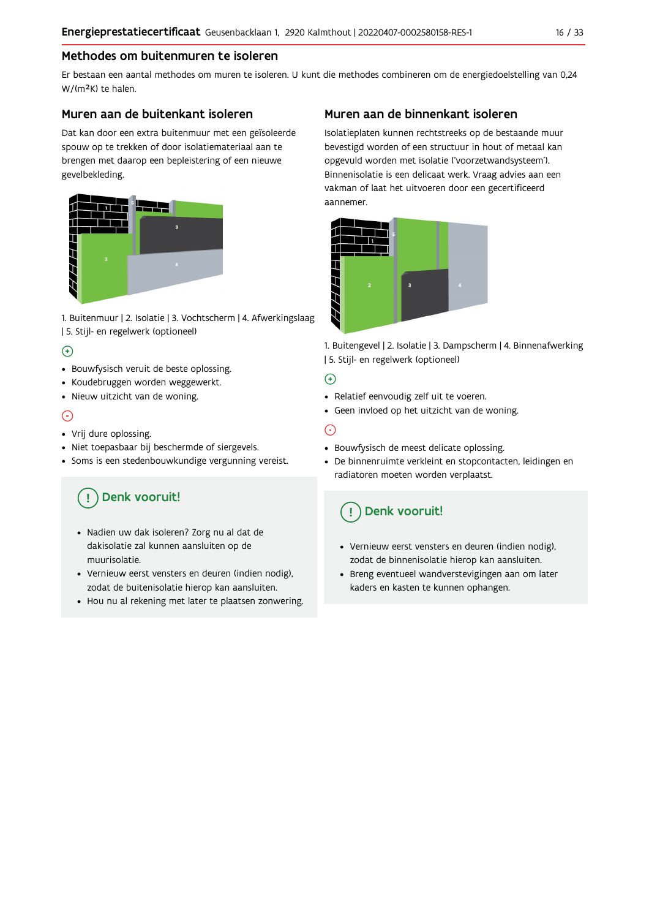## Methodes om buitenmuren te isoleren

Er bestaan een aantal methodes om muren te isoleren. U kunt die methodes combineren om de energiedoelstelling van 0,24 W/(m²K) te halen.

### Muren aan de buitenkant isoleren

Dat kan door een extra buitenmuur met een geïsoleerde spouw op te trekken of door isolatiemateriaal aan te brengen met daarop een bepleistering of een nieuwe gevelbekleding.

1. Buitenmuur | 2. Isolatie | 3. Vochtscherm | 4. Afwerkingslaag | 5. Stijl- en regelwerk (optioneel)

+

- Bouwfysisch veruit de beste oplossing.
- Koudebruggen worden weggewerkt.
- Nieuw uitzicht van de woning.

-

- Vrij dure oplossing.
- Niet toepasbaar bij beschermde of siergevels.
- Soms is een stedenbouwkundige vergunning vereist.

**! Denk vooruit!**

- Nadien uw dak isoleren? Zorg nu al dat de dakisolatie zal kunnen aansluiten op de muurisolatie.
- Vernieuw eerst vensters en deuren (indien nodig), zodat de buitenisolatie hierop kan aansluiten.
- Hou nu al rekening met later te plaatsen zonwering.

### Muren aan de binnenkant isoleren

Isolatieplaten kunnen rechtstreeks op de bestaande muur bevestigd worden of een structuur in hout of metaal kan opgevuld worden met isolatie ('voorzetwandsysteem'). Binnenisolatie is een delicaat werk. Vraag advies aan een vakman of laat het uitvoeren door een gecertificeerd aannemer.

1. Buitengevel | 2. Isolatie | 3. Dampscherm | 4. Binnenafwerking | 5. Stijl- en regelwerk (optioneel)

+

- Relatief eenvoudig zelf uit te voeren.
- Geen invloed op het uitzicht van de woning.

-

- Bouwfysisch de meest delicate oplossing.
- De binnenruimte verkleint en stopcontacten, leidingen en radiatoren moeten worden verplaatst.

**! Denk vooruit!**

- Vernieuw eerst vensters en deuren (indien nodig), zodat de binnenisolatie hierop kan aansluiten.
- Breng eventueel wandverstevigingen aan om later kaders en kasten te kunnen ophangen.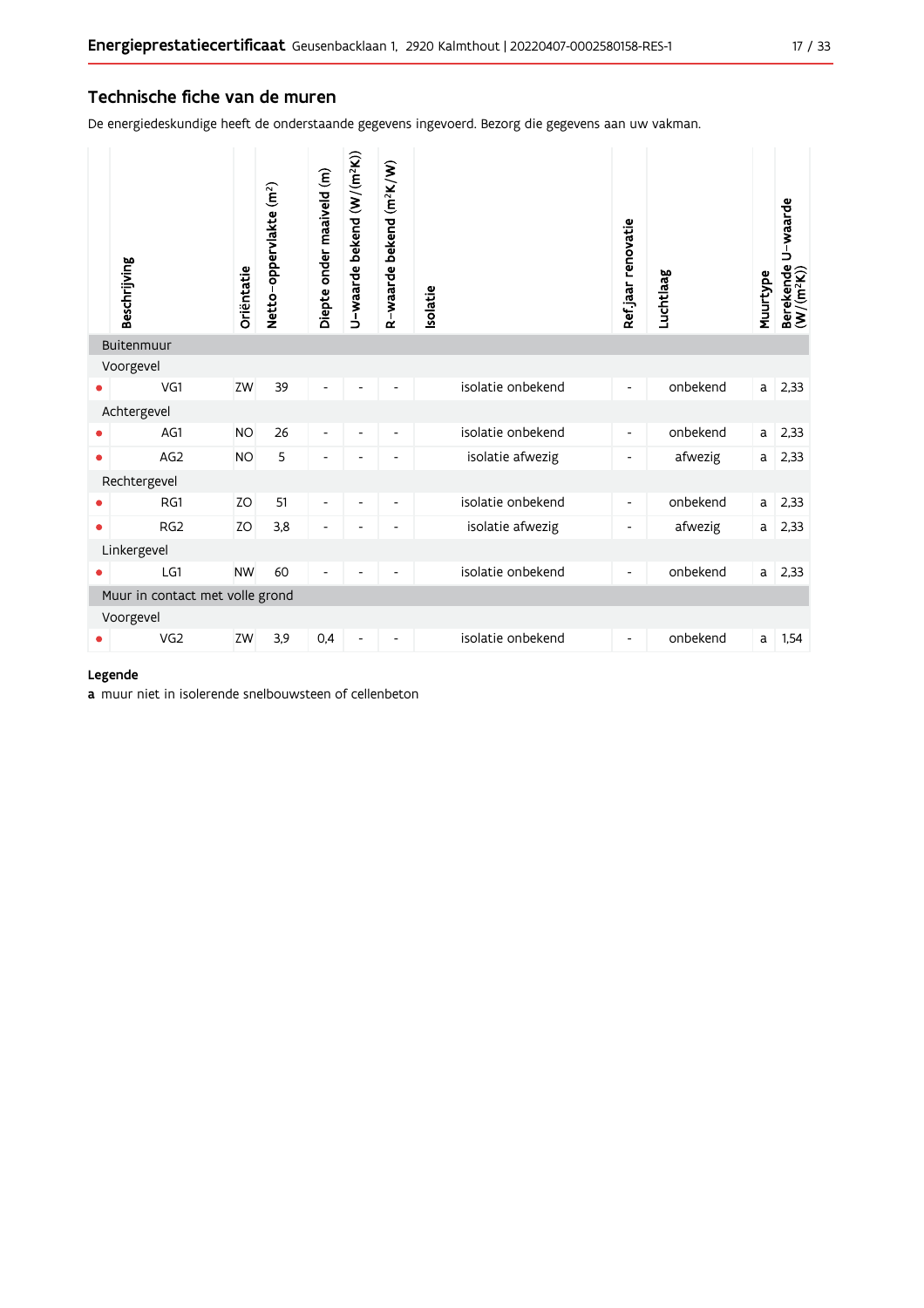## Technische fiche van de muren

De energiedeskundige heeft de onderstaande gegevens ingevoerd. Bezorg die gegevens aan uw vakman.

| | Beschrijving | Oriëntatie | Netto-oppervlakte (m²) | Diepte onder maaiveld (m) | U-waarde bekend (W/(m²K)) | R-waarde bekend (m²K/W) | Isolatie | Ref.jaar renovatie | Luchtlaag | Muurtype | Berekende U-waarde (W/(m²K)) |
|---|---|---|---|---|---|---|---|---|---|---|---|
| | **Buitenmuur** | | | | | | | | | | |
| | Voorgevel | | | | | | | | | | |
| • | VG1 | ZW | 39 | - | - | - | isolatie onbekend | - | onbekend | a | 2,33 |
| | Achtergevel | | | | | | | | | | |
| • | AG1 | NO | 26 | - | - | - | isolatie onbekend | - | onbekend | a | 2,33 |
| • | AG2 | NO | 5 | - | - | - | isolatie afwezig | - | afwezig | a | 2,33 |
| | Rechtergevel | | | | | | | | | | |
| • | RG1 | ZO | 51 | - | - | - | isolatie onbekend | - | onbekend | a | 2,33 |
| • | RG2 | ZO | 3,8 | - | - | - | isolatie afwezig | - | afwezig | a | 2,33 |
| | Linkergevel | | | | | | | | | | |
| • | LG1 | NW | 60 | - | - | - | isolatie onbekend | - | onbekend | a | 2,33 |
| | **Muur in contact met volle grond** | | | | | | | | | | |
| | Voorgevel | | | | | | | | | | |
| • | VG2 | ZW | 3,9 | 0,4 | - | - | isolatie onbekend | - | onbekend | a | 1,54 |

**Legende**

**a** muur niet in isolerende snelbouwsteen of cellenbeton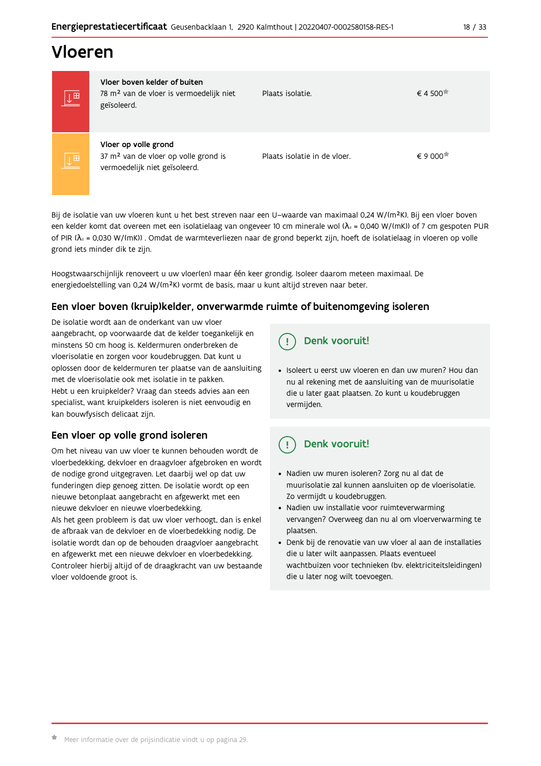# Vloeren

| | | |
|---|---|---|
| **Vloer boven kelder of buiten**<br>78 m² van de vloer is vermoedelijk niet geïsoleerd. | Plaats isolatie. | € 4 500* |
| **Vloer op volle grond**<br>37 m² van de vloer op volle grond is vermoedelijk niet geïsoleerd. | Plaats isolatie in de vloer. | € 9 000* |

Bij de isolatie van uw vloeren kunt u het best streven naar een U–waarde van maximaal 0,24 W/(m²K). Bij een vloer boven een kelder komt dat overeen met een isolatielaag van ongeveer 10 cm minerale wol ($\lambda_d$ = 0,040 W/(mK)) of 7 cm gespoten PUR of PIR ($\lambda_d$ = 0,030 W/(mK)) . Omdat de warmteverliezen naar de grond beperkt zijn, hoeft de isolatielaag in vloeren op volle grond iets minder dik te zijn.

Hoogstwaarschijnlijk renoveert u uw vloer(en) maar één keer grondig. Isoleer daarom meteen maximaal. De energiedoelstelling van 0,24 W/(m²K) vormt de basis, maar u kunt altijd streven naar beter.

## Een vloer boven (kruip)kelder, onverwarmde ruimte of buitenomgeving isoleren

De isolatie wordt aan de onderkant van uw vloer aangebracht, op voorwaarde dat de kelder toegankelijk en minstens 50 cm hoog is. Keldermuren onderbreken de vloerisolatie en zorgen voor koudebruggen. Dat kunt u oplossen door de keldermuren ter plaatse van de aansluiting met de vloerisolatie ook met isolatie in te pakken.
Hebt u een kruipkelder? Vraag dan steeds advies aan een specialist, want kruipkelders isoleren is niet eenvoudig en kan bouwfysisch delicaat zijn.

### Denk vooruit!

- Isoleert u eerst uw vloeren en dan uw muren? Hou dan nu al rekening met de aansluiting van de muurisolatie die u later gaat plaatsen. Zo kunt u koudebruggen vermijden.

## Een vloer op volle grond isoleren

Om het niveau van uw vloer te kunnen behouden wordt de vloerbedekking, dekvloer en draagvloer afgebroken en wordt de nodige grond uitgegraven. Let daarbij wel op dat uw funderingen diep genoeg zitten. De isolatie wordt op een nieuwe betonplaat aangebracht en afgewerkt met een nieuwe dekvloer en nieuwe vloerbedekking.
Als het geen probleem is dat uw vloer verhoogt, dan is enkel de afbraak van de dekvloer en de vloerbedekking nodig. De isolatie wordt dan op de behouden draagvloer aangebracht en afgewerkt met een nieuwe dekvloer en vloerbedekking. Controleer hierbij altijd of de draagkracht van uw bestaande vloer voldoende groot is.

### Denk vooruit!

- Nadien uw muren isoleren? Zorg nu al dat de muurisolatie zal kunnen aansluiten op de vloerisolatie. Zo vermijdt u koudebruggen.
- Nadien uw installatie voor ruimteverwarming vervangen? Overweeg dan nu al om vloerverwarming te plaatsen.
- Denk bij de renovatie van uw vloer al aan de installaties die u later wilt aanpassen. Plaats eventueel wachtbuizen voor technieken (bv. elektriciteitsleidingen) die u later nog wilt toevoegen.

\* Meer informatie over de prijsindicatie vindt u op pagina 29.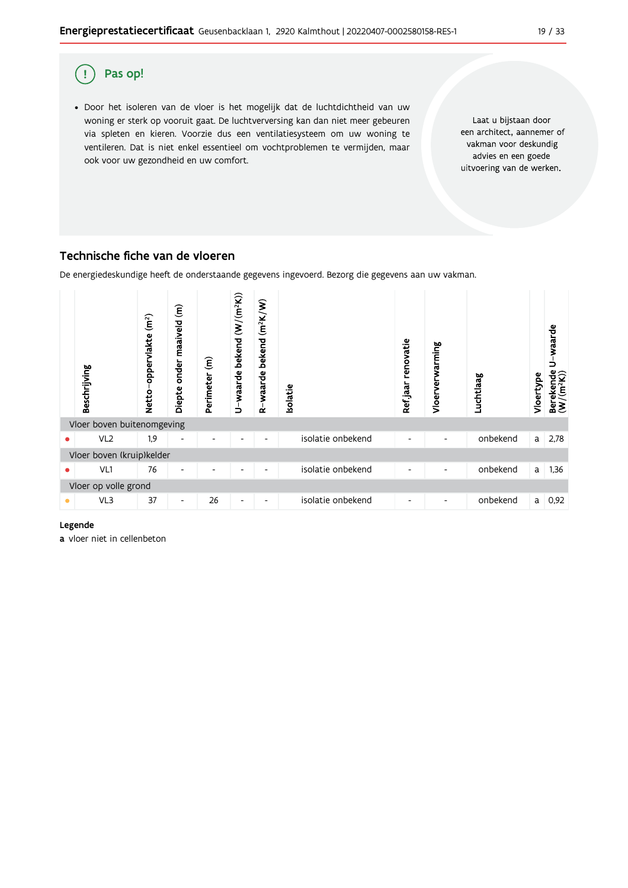## Pas op!

- Door het isoleren van de vloer is het mogelijk dat de luchtdichtheid van uw woning er sterk op vooruit gaat. De luchtverversing kan dan niet meer gebeuren via spleten en kieren. Voorzie dus een ventilatiesysteem om uw woning te ventileren. Dat is niet enkel essentieel om vochtproblemen te vermijden, maar ook voor uw gezondheid en uw comfort.

Laat u bijstaan door een architect, aannemer of vakman voor deskundig advies en een goede uitvoering van de werken.

## Technische fiche van de vloeren

De energiedeskundige heeft de onderstaande gegevens ingevoerd. Bezorg die gegevens aan uw vakman.

| | Beschrijving | Netto-oppervlakte (m²) | Diepte onder maaiveld (m) | Perimeter (m) | U-waarde bekend (W/(m²K)) | R-waarde bekend (m²K/W) | Isolatie | Ref jaar renovatie | Vloerverwarming | Luchtlaag | Vloertype | Berekende U-waarde (W/(m²K)) |
|---|---|---|---|---|---|---|---|---|---|---|---|---|
| **Vloer boven buitenomgeving** | | | | | | | | | | | | |
| ● | VL2 | 1,9 | - | - | - | - | isolatie onbekend | - | - | onbekend | a | 2,78 |
| **Vloer boven (kruip)kelder** | | | | | | | | | | | | |
| ● | VL1 | 76 | - | - | - | - | isolatie onbekend | - | - | onbekend | a | 1,36 |
| **Vloer op volle grond** | | | | | | | | | | | | |
| ● | VL3 | 37 | - | 26 | - | - | isolatie onbekend | - | - | onbekend | a | 0,92 |

**Legende**

**a** vloer niet in cellenbeton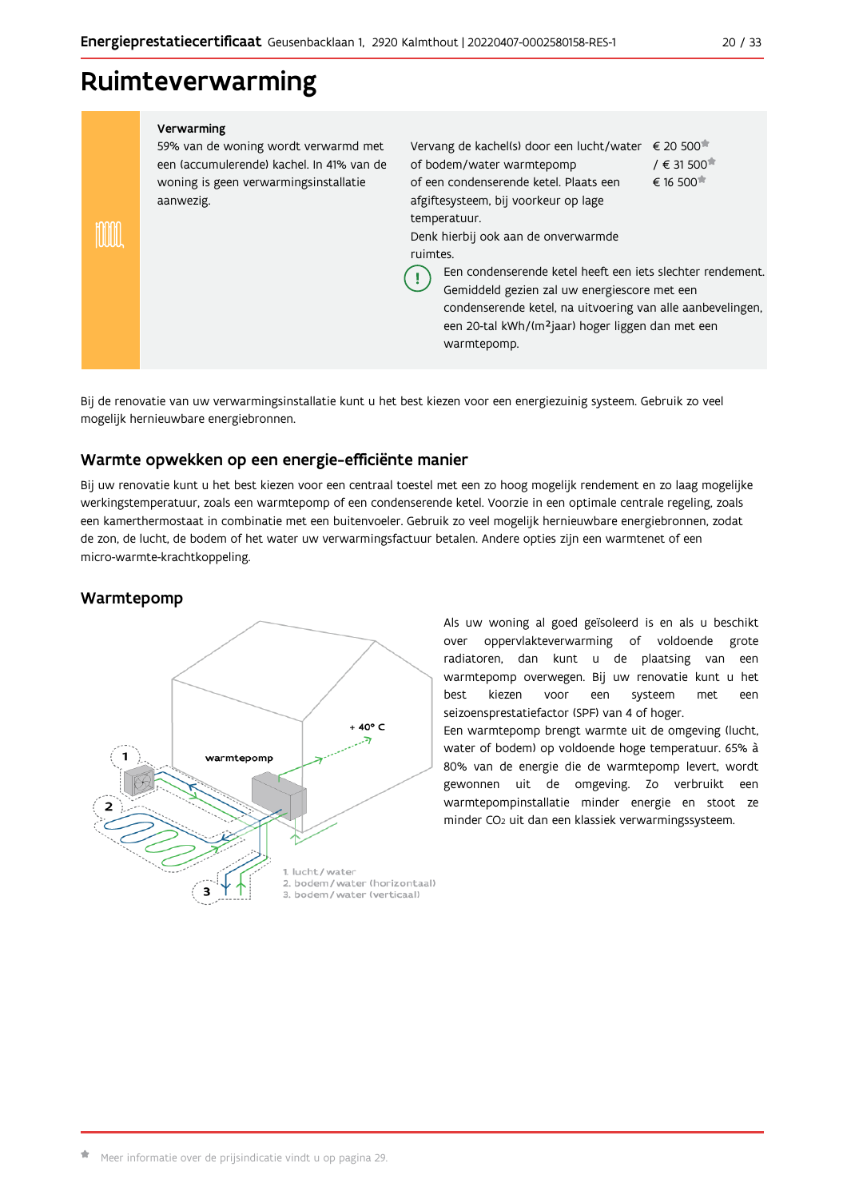# Ruimteverwarming

**Verwarming**

59% van de woning wordt verwarmd met een (accumulerende) kachel. In 41% van de woning is geen verwarmingsinstallatie aanwezig.

| Aanbeveling | Prijsindicatie |
|---|---|
| Vervang de kachel(s) door een lucht/water of bodem/water warmtepomp of een condenserende ketel. Plaats een afgiftesysteem, bij voorkeur op lage temperatuur. Denk hierbij ook aan de onverwarmde ruimtes. | € 20 500* / € 31 500* € 16 500* |

(!) Een condenserende ketel heeft een iets slechter rendement. Gemiddeld gezien zal uw energiescore met een condenserende ketel, na uitvoering van alle aanbevelingen, een 20-tal kWh/(m²jaar) hoger liggen dan met een warmtepomp.

Bij de renovatie van uw verwarmingsinstallatie kunt u het best kiezen voor een energiezuinig systeem. Gebruik zo veel mogelijk hernieuwbare energiebronnen.

## Warmte opwekken op een energie-efficiënte manier

Bij uw renovatie kunt u het best kiezen voor een centraal toestel met een zo hoog mogelijk rendement en zo laag mogelijke werkingstemperatuur, zoals een warmtepomp of een condenserende ketel. Voorzie in een optimale centrale regeling, zoals een kamerthermostaat in combinatie met een buitenvoeler. Gebruik zo veel mogelijk hernieuwbare energiebronnen, zodat de zon, de lucht, de bodem of het water uw verwarmingsfactuur betalen. Andere opties zijn een warmtenet of een micro-warmte-krachtkoppeling.

## Warmtepomp

1. lucht / water
2. bodem / water (horizontaal)
3. bodem / water (verticaal)

Als uw woning al goed geïsoleerd is en als u beschikt over oppervlakteverwarming of voldoende grote radiatoren, dan kunt u de plaatsing van een warmtepomp overwegen. Bij uw renovatie kunt u het best kiezen voor een systeem met een seizoensprestatiefactor (SPF) van 4 of hoger.

Een warmtepomp brengt warmte uit de omgeving (lucht, water of bodem) op voldoende hoge temperatuur. 65% à 80% van de energie die de warmtepomp levert, wordt gewonnen uit de omgeving. Zo verbruikt een warmtepompinstallatie minder energie en stoot ze minder $CO_2$ uit dan een klassiek verwarmingssysteem.

* Meer informatie over de prijsindicatie vindt u op pagina 29.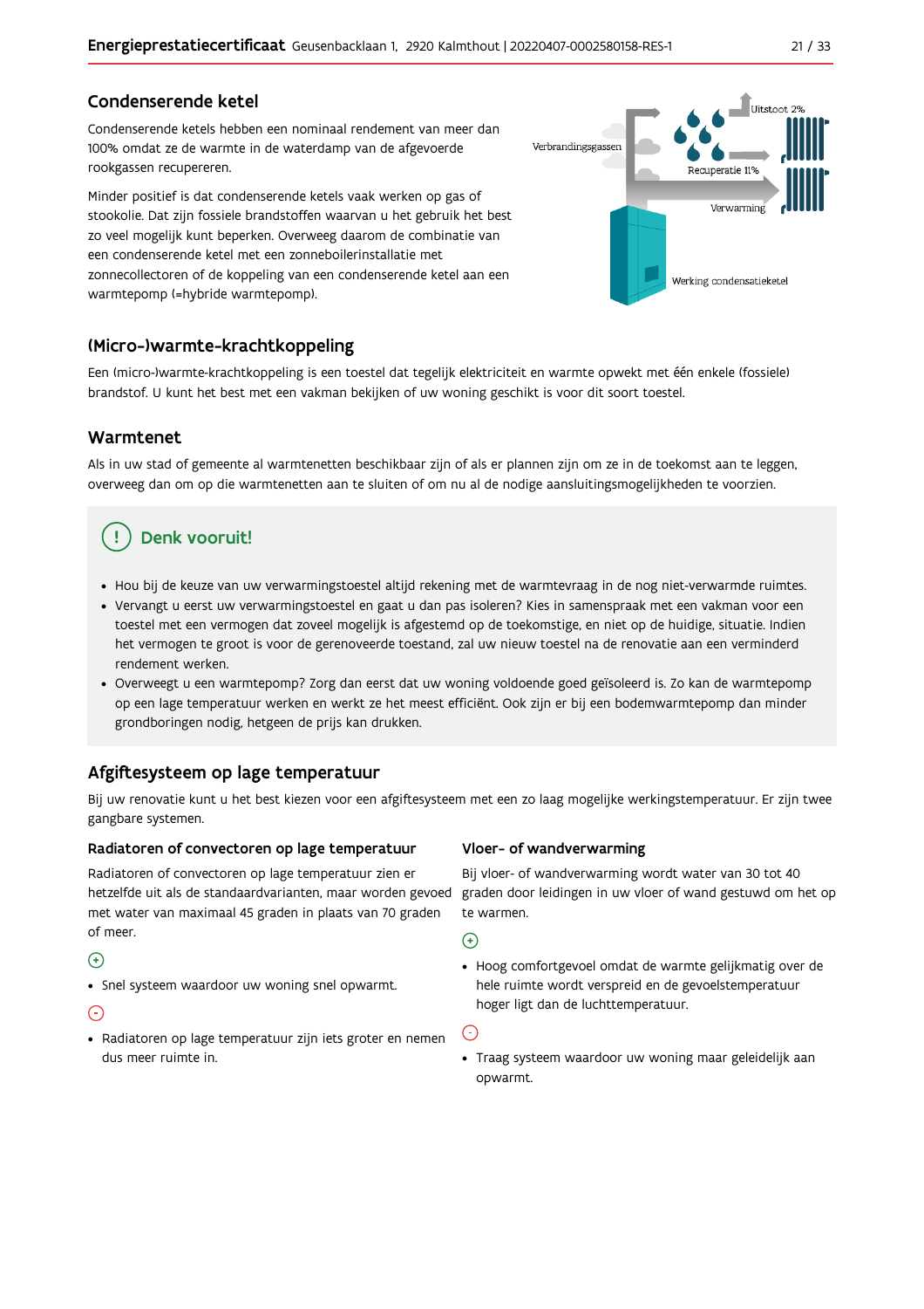## Condenserende ketel

Condenserende ketels hebben een nominaal rendement van meer dan 100% omdat ze de warmte in de waterdamp van de afgevoerde rookgassen recupereren.

Minder positief is dat condenserende ketels vaak werken op gas of stookolie. Dat zijn fossiele brandstoffen waarvan u het gebruik het best zo veel mogelijk kunt beperken. Overweeg daarom de combinatie van een condenserende ketel met een zonneboilerinstallatie met zonnecollectoren of de koppeling van een condenserende ketel aan een warmtepomp (=hybride warmtepomp).

Verbrandingsgassen
Uitstoot 2%
Recuperatie 11%
Verwarming
Werking condensatieketel

## (Micro-)warmte-krachtkoppeling

Een (micro-)warmte-krachtkoppeling is een toestel dat tegelijk elektriciteit en warmte opwekt met één enkele (fossiele) brandstof. U kunt het best met een vakman bekijken of uw woning geschikt is voor dit soort toestel.

## Warmtenet

Als in uw stad of gemeente al warmtenetten beschikbaar zijn of als er plannen zijn om ze in de toekomst aan te leggen, overweeg dan om op die warmtenetten aan te sluiten of om nu al de nodige aansluitingsmogelijkheden te voorzien.

### Denk vooruit!

- Hou bij de keuze van uw verwarmingstoestel altijd rekening met de warmtevraag in de nog niet-verwarmde ruimtes.
- Vervangt u eerst uw verwarmingstoestel en gaat u dan pas isoleren? Kies in samenspraak met een vakman voor een toestel met een vermogen dat zoveel mogelijk is afgestemd op de toekomstige, en niet op de huidige, situatie. Indien het vermogen te groot is voor de gerenoveerde toestand, zal uw nieuw toestel na de renovatie aan een verminderd rendement werken.
- Overweegt u een warmtepomp? Zorg dan eerst dat uw woning voldoende goed geïsoleerd is. Zo kan de warmtepomp op een lage temperatuur werken en werkt ze het meest efficiënt. Ook zijn er bij een bodemwarmtepomp dan minder grondboringen nodig, hetgeen de prijs kan drukken.

## Afgiftesysteem op lage temperatuur

Bij uw renovatie kunt u het best kiezen voor een afgiftesysteem met een zo laag mogelijke werkingstemperatuur. Er zijn twee gangbare systemen.

### Radiatoren of convectoren op lage temperatuur

Radiatoren of convectoren op lage temperatuur zien er hetzelfde uit als de standaardvarianten, maar worden gevoed met water van maximaal 45 graden in plaats van 70 graden of meer.

(+)

- Snel systeem waardoor uw woning snel opwarmt.

(-)

- Radiatoren op lage temperatuur zijn iets groter en nemen dus meer ruimte in.

### Vloer- of wandverwarming

Bij vloer- of wandverwarming wordt water van 30 tot 40 graden door leidingen in uw vloer of wand gestuwd om het op te warmen.

(+)

- Hoog comfortgevoel omdat de warmte gelijkmatig over de hele ruimte wordt verspreid en de gevoelstemperatuur hoger ligt dan de luchttemperatuur.

(-)

- Traag systeem waardoor uw woning maar geleidelijk aan opwarmt.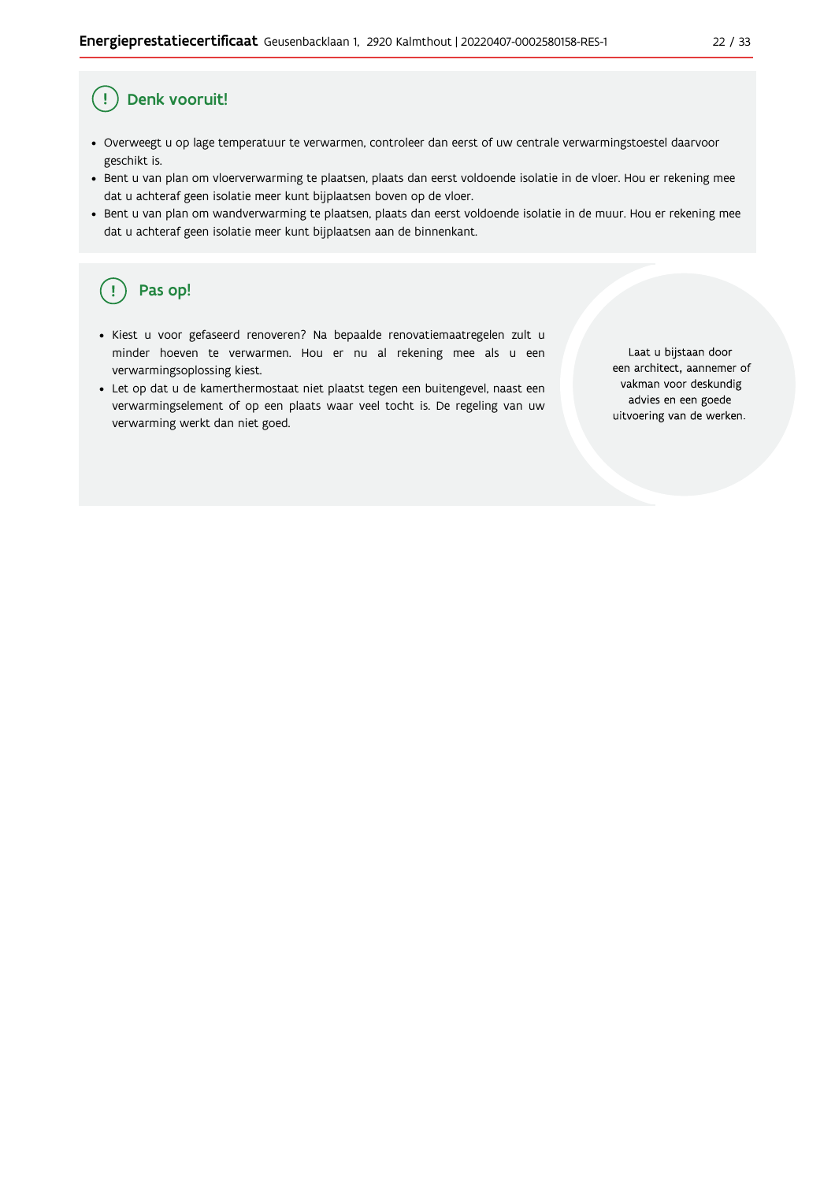## Denk vooruit!

- Overweegt u op lage temperatuur te verwarmen, controleer dan eerst of uw centrale verwarmingstoestel daarvoor geschikt is.
- Bent u van plan om vloerverwarming te plaatsen, plaats dan eerst voldoende isolatie in de vloer. Hou er rekening mee dat u achteraf geen isolatie meer kunt bijplaatsen boven op de vloer.
- Bent u van plan om wandverwarming te plaatsen, plaats dan eerst voldoende isolatie in de muur. Hou er rekening mee dat u achteraf geen isolatie meer kunt bijplaatsen aan de binnenkant.

## Pas op!

- Kiest u voor gefaseerd renoveren? Na bepaalde renovatiemaatregelen zult u minder hoeven te verwarmen. Hou er nu al rekening mee als u een verwarmingsoplossing kiest.
- Let op dat u de kamerthermostaat niet plaatst tegen een buitengevel, naast een verwarmingselement of op een plaats waar veel tocht is. De regeling van uw verwarming werkt dan niet goed.

Laat u bijstaan door een architect, aannemer of vakman voor deskundig advies en een goede uitvoering van de werken.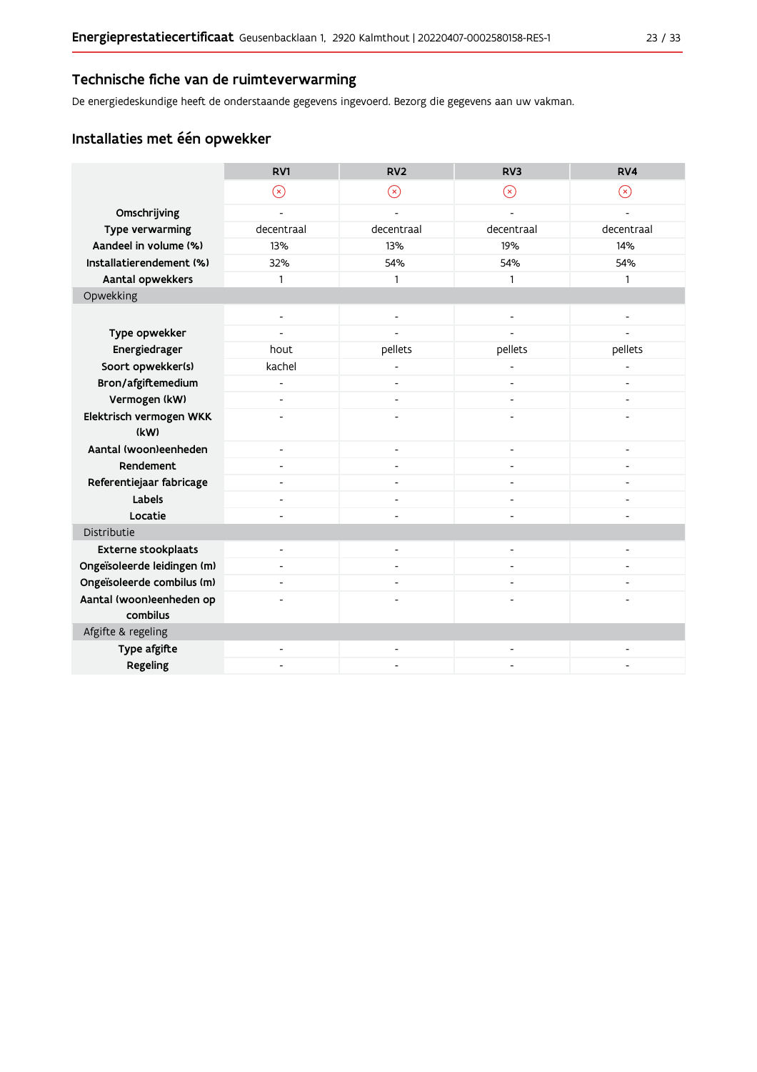## Technische fiche van de ruimteverwarming

De energiedeskundige heeft de onderstaande gegevens ingevoerd. Bezorg die gegevens aan uw vakman.

### Installaties met één opwekker

| | RV1 | RV2 | RV3 | RV4 |
|---|---|---|---|---|
| | ⊗ | ⊗ | ⊗ | ⊗ |
| **Omschrijving** | - | - | - | - |
| **Type verwarming** | decentraal | decentraal | decentraal | decentraal |
| **Aandeel in volume (%)** | 13% | 13% | 19% | 14% |
| **Installatierendement (%)** | 32% | 54% | 54% | 54% |
| **Aantal opwekkers** | 1 | 1 | 1 | 1 |
| Opwekking | | | | |
| | - | - | - | - |
| **Type opwekker** | - | - | - | - |
| **Energiedrager** | hout | pellets | pellets | pellets |
| **Soort opwekker(s)** | kachel | - | - | - |
| **Bron/afgiftemedium** | - | - | - | - |
| **Vermogen (kW)** | - | - | - | - |
| **Elektrisch vermogen WKK (kW)** | - | - | - | - |
| **Aantal (woon)eenheden** | - | - | - | - |
| **Rendement** | - | - | - | - |
| **Referentiejaar fabricage** | - | - | - | - |
| **Labels** | - | - | - | - |
| **Locatie** | - | - | - | - |
| Distributie | | | | |
| **Externe stookplaats** | - | - | - | - |
| **Ongeïsoleerde leidingen (m)** | - | - | - | - |
| **Ongeïsoleerde combilus (m)** | - | - | - | - |
| **Aantal (woon)eenheden op combilus** | - | - | - | - |
| Afgifte & regeling | | | | |
| **Type afgifte** | - | - | - | - |
| **Regeling** | - | - | - | - |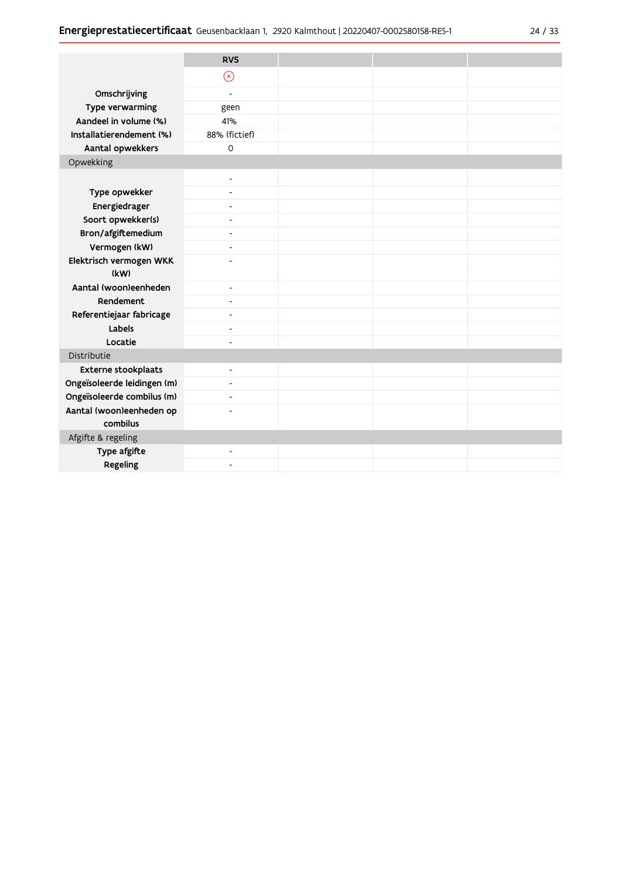| | RV5 | | | |
|---|---|---|---|---|
| | ⊗ | | | |
| Omschrijving | - | | | |
| Type verwarming | geen | | | |
| Aandeel in volume (%) | 41% | | | |
| Installatierendement (%) | 88% (fictief) | | | |
| Aantal opwekkers | 0 | | | |
| Opwekking | | | | |
| | - | | | |
| Type opwekker | - | | | |
| Energiedrager | - | | | |
| Soort opwekker(s) | - | | | |
| Bron/afgiftemedium | - | | | |
| Vermogen (kW) | - | | | |
| Elektrisch vermogen WKK (kW) | - | | | |
| Aantal (woon)eenheden | - | | | |
| Rendement | - | | | |
| Referentiejaar fabricage | - | | | |
| Labels | - | | | |
| Locatie | - | | | |
| Distributie | | | | |
| Externe stookplaats | - | | | |
| Ongeïsoleerde leidingen (m) | - | | | |
| Ongeïsoleerde combilus (m) | - | | | |
| Aantal (woon)eenheden op combilus | - | | | |
| Afgifte & regeling | | | | |
| Type afgifte | - | | | |
| Regeling | - | | | |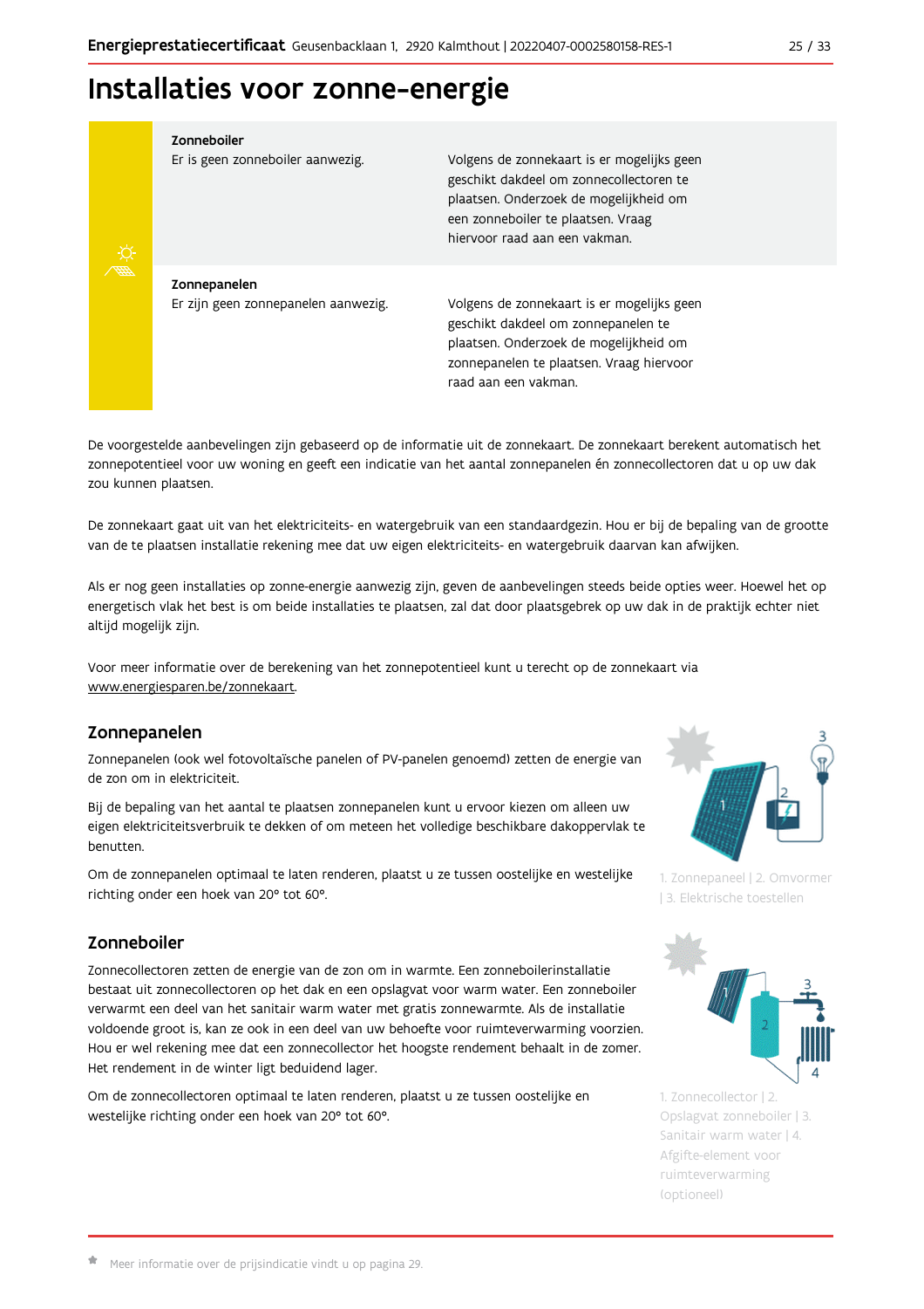# Installaties voor zonne-energie

| | | |
|---|---|---|
| **Zonneboiler** Er is geen zonneboiler aanwezig. | | Volgens de zonnekaart is er mogelijks geen geschikt dakdeel om zonnecollectoren te plaatsen. Onderzoek de mogelijkheid om een zonneboiler te plaatsen. Vraag hiervoor raad aan een vakman. |
| **Zonnepanelen** Er zijn geen zonnepanelen aanwezig. | | Volgens de zonnekaart is er mogelijks geen geschikt dakdeel om zonnepanelen te plaatsen. Onderzoek de mogelijkheid om zonnepanelen te plaatsen. Vraag hiervoor raad aan een vakman. |

De voorgestelde aanbevelingen zijn gebaseerd op de informatie uit de zonnekaart. De zonnekaart berekent automatisch het zonnepotentieel voor uw woning en geeft een indicatie van het aantal zonnepanelen én zonnecollectoren dat u op uw dak zou kunnen plaatsen.

De zonnekaart gaat uit van het elektriciteits- en watergebruik van een standaardgezin. Hou er bij de bepaling van de grootte van de te plaatsen installatie rekening mee dat uw eigen elektriciteits- en watergebruik daarvan kan afwijken.

Als er nog geen installaties op zonne-energie aanwezig zijn, geven de aanbevelingen steeds beide opties weer. Hoewel het op energetisch vlak het best is om beide installaties te plaatsen, zal dat door plaatsgebrek op uw dak in de praktijk echter niet altijd mogelijk zijn.

Voor meer informatie over de berekening van het zonnepotentieel kunt u terecht op de zonnekaart via www.energiesparen.be/zonnekaart.

## Zonnepanelen

Zonnepanelen (ook wel fotovoltaïsche panelen of PV-panelen genoemd) zetten de energie van de zon om in elektriciteit.

Bij de bepaling van het aantal te plaatsen zonnepanelen kunt u ervoor kiezen om alleen uw eigen elektriciteitsverbruik te dekken of om meteen het volledige beschikbare dakoppervlak te benutten.

Om de zonnepanelen optimaal te laten renderen, plaatst u ze tussen oostelijke en westelijke richting onder een hoek van 20° tot 60°.

1. Zonnepaneel | 2. Omvormer | 3. Elektrische toestellen

## Zonneboiler

Zonnecollectoren zetten de energie van de zon om in warmte. Een zonneboilerinstallatie bestaat uit zonnecollectoren op het dak en een opslagvat voor warm water. Een zonneboiler verwarmt een deel van het sanitair warm water met gratis zonnewarmte. Als de installatie voldoende groot is, kan ze ook in een deel van uw behoefte voor ruimteverwarming voorzien. Hou er wel rekening mee dat een zonnecollector het hoogste rendement behaalt in de zomer. Het rendement in de winter ligt beduidend lager.

Om de zonnecollectoren optimaal te laten renderen, plaatst u ze tussen oostelijke en westelijke richting onder een hoek van 20° tot 60°.

1. Zonnecollector | 2. Opslagvat zonneboiler | 3. Sanitair warm water | 4. Afgifte-element voor ruimteverwarming (optioneel)

Meer informatie over de prijsindicatie vindt u op pagina 29.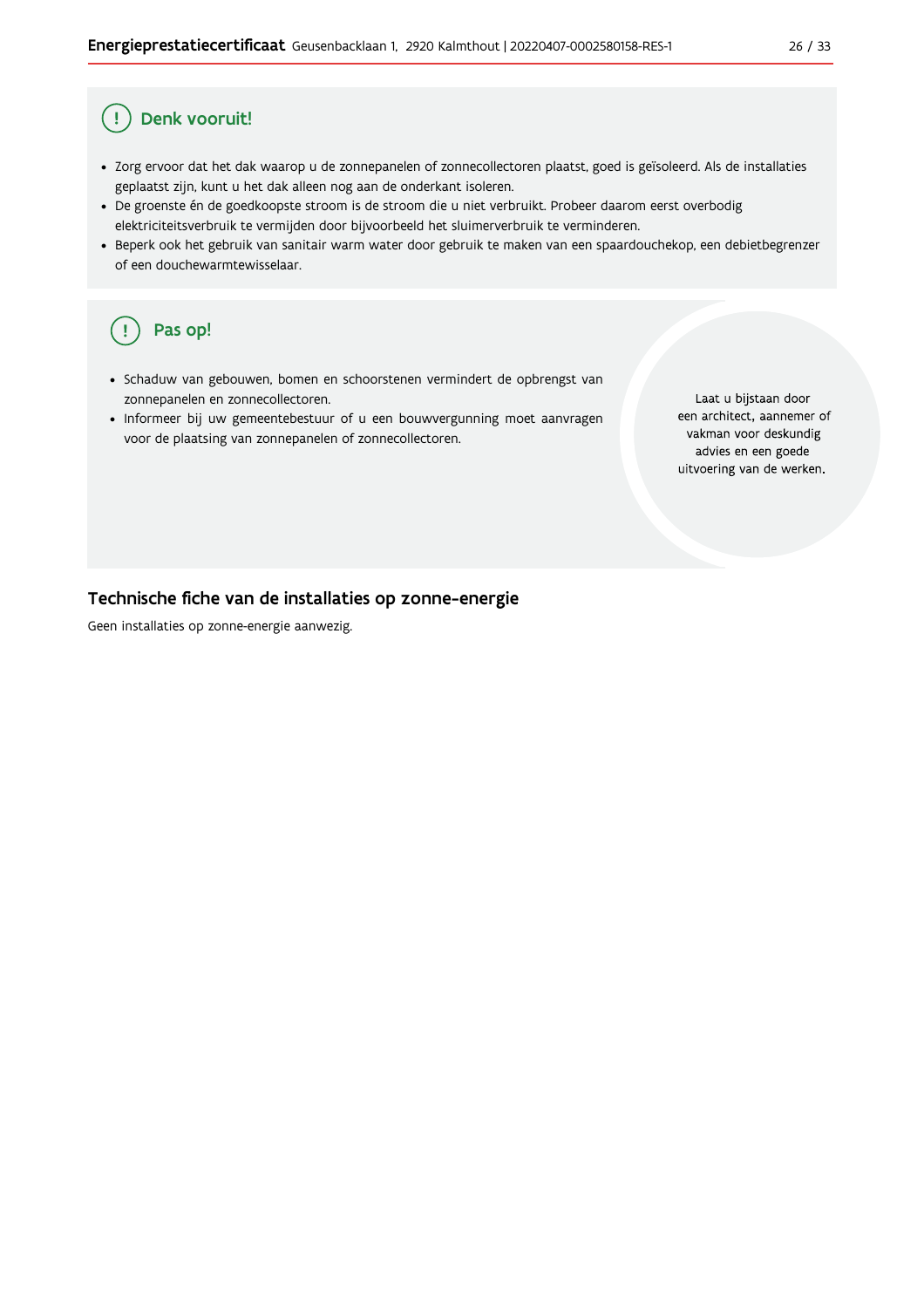## Denk vooruit!

- Zorg ervoor dat het dak waarop u de zonnepanelen of zonnecollectoren plaatst, goed is geïsoleerd. Als de installaties geplaatst zijn, kunt u het dak alleen nog aan de onderkant isoleren.
- De groenste én de goedkoopste stroom is de stroom die u niet verbruikt. Probeer daarom eerst overbodig elektriciteitsverbruik te vermijden door bijvoorbeeld het sluimerverbruik te verminderen.
- Beperk ook het gebruik van sanitair warm water door gebruik te maken van een spaardouchekop, een debietbegrenzer of een douchewarmtewisselaar.

## Pas op!

- Schaduw van gebouwen, bomen en schoorstenen vermindert de opbrengst van zonnepanelen en zonnecollectoren.
- Informeer bij uw gemeentebestuur of u een bouwvergunning moet aanvragen voor de plaatsing van zonnepanelen of zonnecollectoren.

Laat u bijstaan door een architect, aannemer of vakman voor deskundig advies en een goede uitvoering van de werken.

## Technische fiche van de installaties op zonne-energie

Geen installaties op zonne-energie aanwezig.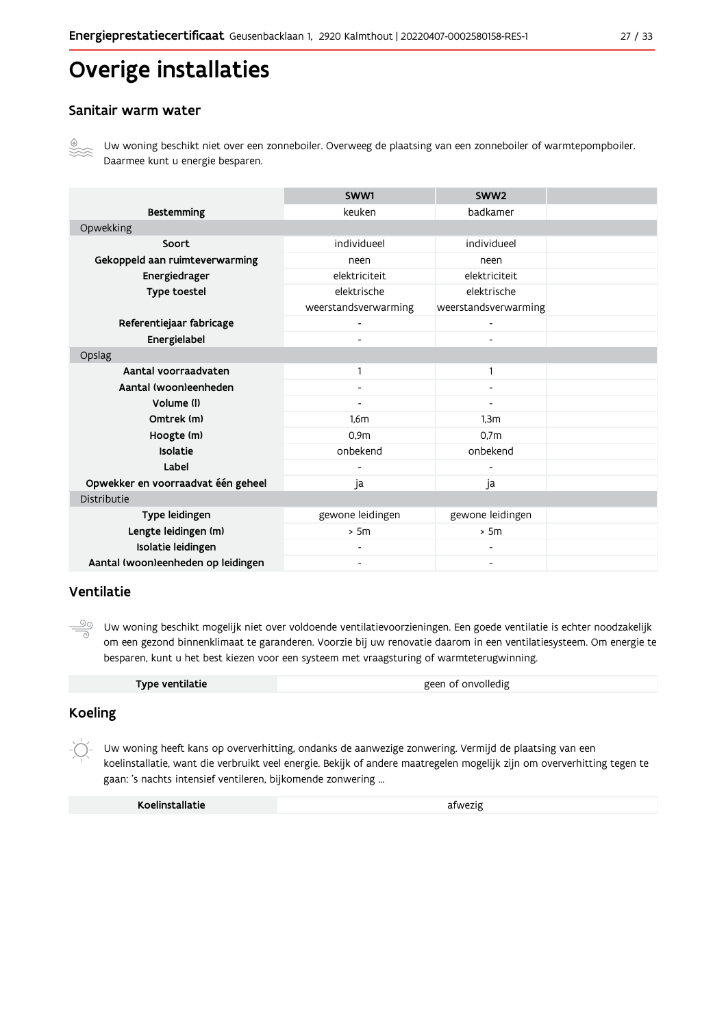# Overige installaties

## Sanitair warm water

Uw woning beschikt niet over een zonneboiler. Overweeg de plaatsing van een zonneboiler of warmtepompboiler. Daarmee kunt u energie besparen.

| | SWW1 | SWW2 | |
|---|---|---|---|
| **Bestemming** | keuken | badkamer | |
| Opwekking | | | |
| **Soort** | individueel | individueel | |
| **Gekoppeld aan ruimteverwarming** | neen | neen | |
| **Energiedrager** | elektriciteit | elektriciteit | |
| **Type toestel** | elektrische weerstandsverwarming | elektrische weerstandsverwarming | |
| **Referentiejaar fabricage** | - | - | |
| **Energielabel** | - | - | |
| Opslag | | | |
| **Aantal voorraadvaten** | 1 | 1 | |
| **Aantal (woon)eenheden** | - | - | |
| **Volume (l)** | - | - | |
| **Omtrek (m)** | 1,6m | 1,3m | |
| **Hoogte (m)** | 0,9m | 0,7m | |
| **Isolatie** | onbekend | onbekend | |
| **Label** | - | - | |
| **Opwekker en voorraadvat één geheel** | ja | ja | |
| Distributie | | | |
| **Type leidingen** | gewone leidingen | gewone leidingen | |
| **Lengte leidingen (m)** | > 5m | > 5m | |
| **Isolatie leidingen** | - | - | |
| **Aantal (woon)eenheden op leidingen** | - | - | |

## Ventilatie

Uw woning beschikt mogelijk niet over voldoende ventilatievoorzieningen. Een goede ventilatie is echter noodzakelijk om een gezond binnenklimaat te garanderen. Voorzie bij uw renovatie daarom in een ventilatiesysteem. Om energie te besparen, kunt u het best kiezen voor een systeem met vraagsturing of warmteterugwinning.

| | |
|---|---|
| **Type ventilatie** | geen of onvolledig |

## Koeling

Uw woning heeft kans op oververhitting, ondanks de aanwezige zonwering. Vermijd de plaatsing van een koelinstallatie, want die verbruikt veel energie. Bekijk of andere maatregelen mogelijk zijn om oververhitting tegen te gaan: 's nachts intensief ventileren, bijkomende zonwering ...

| | |
|---|---|
| **Koelinstallatie** | afwezig |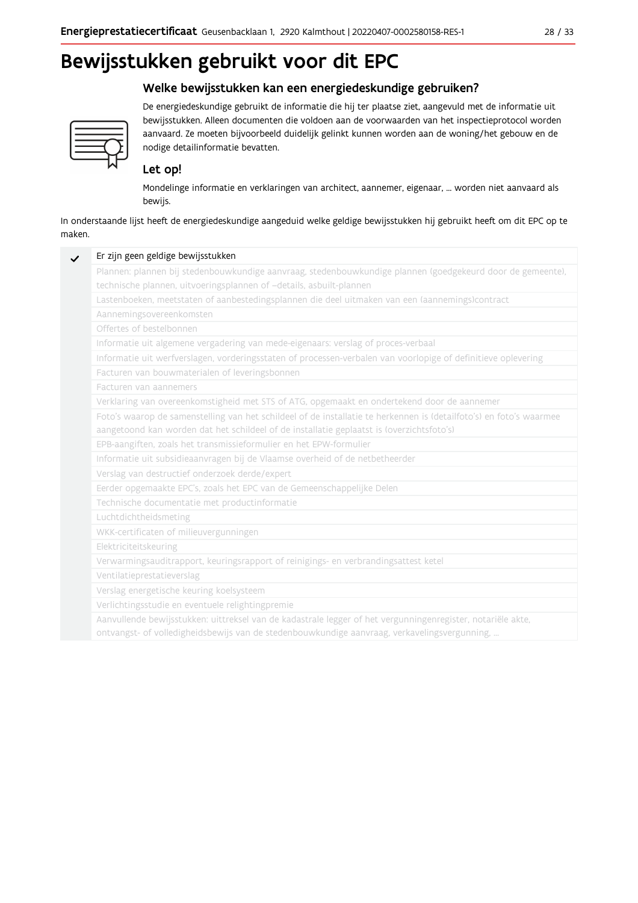# Bewijsstukken gebruikt voor dit EPC

## Welke bewijsstukken kan een energiedeskundige gebruiken?

De energiedeskundige gebruikt de informatie die hij ter plaatse ziet, aangevuld met de informatie uit bewijsstukken. Alleen documenten die voldoen aan de voorwaarden van het inspectieprotocol worden aanvaard. Ze moeten bijvoorbeeld duidelijk gelinkt kunnen worden aan de woning/het gebouw en de nodige detailinformatie bevatten.

### Let op!

Mondelinge informatie en verklaringen van architect, aannemer, eigenaar, … worden niet aanvaard als bewijs.

In onderstaande lijst heeft de energiedeskundige aangeduid welke geldige bewijsstukken hij gebruikt heeft om dit EPC op te maken.

| | |
|---|---|
| ✓ | Er zijn geen geldige bewijsstukken |
| | Plannen: plannen bij stedenbouwkundige aanvraag, stedenbouwkundige plannen (goedgekeurd door de gemeente), technische plannen, uitvoeringsplannen of –details, asbuilt-plannen |
| | Lastenboeken, meetstaten of aanbestedingsplannen die deel uitmaken van een (aannemings)contract |
| | Aannemingsovereenkomsten |
| | Offertes of bestelbonnen |
| | Informatie uit algemene vergadering van mede-eigenaars: verslag of proces-verbaal |
| | Informatie uit werfverslagen, vorderingsstaten of processen-verbalen van voorlopige of definitieve oplevering |
| | Facturen van bouwmaterialen of leveringsbonnen |
| | Facturen van aannemers |
| | Verklaring van overeenkomstigheid met STS of ATG, opgemaakt en ondertekend door de aannemer |
| | Foto's waarop de samenstelling van het schildeel of de installatie te herkennen is (detailfoto's) en foto's waarmee aangetoond kan worden dat het schildeel of de installatie geplaatst is (overzichtsfoto's) |
| | EPB-aangiften, zoals het transmissieformulier en het EPW-formulier |
| | Informatie uit subsidieaanvragen bij de Vlaamse overheid of de netbetheerder |
| | Verslag van destructief onderzoek derde/expert |
| | Eerder opgemaakte EPC's, zoals het EPC van de Gemeenschappelijke Delen |
| | Technische documentatie met productinformatie |
| | Luchtdichtheidsmeting |
| | WKK-certificaten of milieuvergunningen |
| | Elektriciteitskeuring |
| | Verwarmingsauditrapport, keuringsrapport of reinigings- en verbrandingsattest ketel |
| | Ventilatieprestatieverslag |
| | Verslag energetische keuring koelsysteem |
| | Verlichtingsstudie en eventuele relightingpremie |
| | Aanvullende bewijsstukken: uittreksel van de kadastrale legger of het vergunningenregister, notariële akte, ontvangst- of volledigheidsbewijs van de stedenbouwkundige aanvraag, verkavelingsvergunning, … |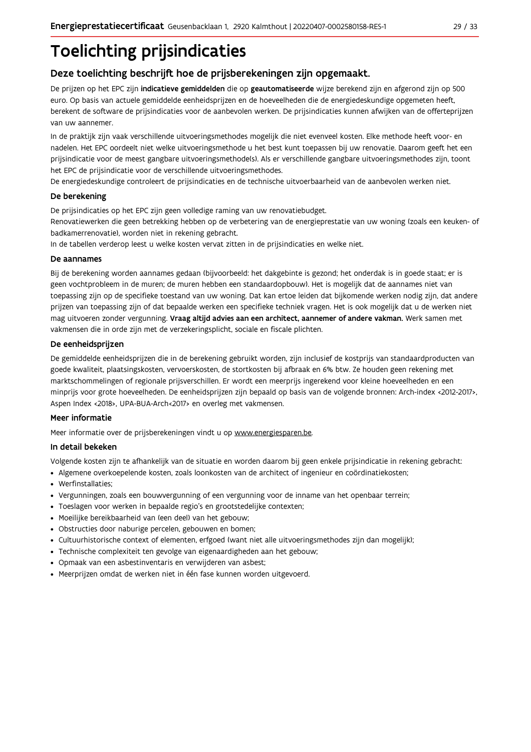# Toelichting prijsindicaties

## Deze toelichting beschrijft hoe de prijsberekeningen zijn opgemaakt.

De prijzen op het EPC zijn **indicatieve gemiddelden** die op **geautomatiseerde** wijze berekend zijn en afgerond zijn op 500 euro. Op basis van actuele gemiddelde eenheidsprijzen en de hoeveelheden die de energiedeskundige opgemeten heeft, berekent de software de prijsindicaties voor de aanbevolen werken. De prijsindicaties kunnen afwijken van de offerteprijzen van uw aannemer.

In de praktijk zijn vaak verschillende uitvoeringsmethodes mogelijk die niet evenveel kosten. Elke methode heeft voor- en nadelen. Het EPC oordeelt niet welke uitvoeringsmethode u het best kunt toepassen bij uw renovatie. Daarom geeft het een prijsindicatie voor de meest gangbare uitvoeringsmethode(s). Als er verschillende gangbare uitvoeringsmethodes zijn, toont het EPC de prijsindicatie voor de verschillende uitvoeringsmethodes.
De energiedeskundige controleert de prijsindicaties en de technische uitvoerbaarheid van de aanbevolen werken niet.

### De berekening

De prijsindicaties op het EPC zijn geen volledige raming van uw renovatiebudget.
Renovatiewerken die geen betrekking hebben op de verbetering van de energieprestatie van uw woning (zoals een keuken- of badkamerrenovatie), worden niet in rekening gebracht.
In de tabellen verderop leest u welke kosten vervat zitten in de prijsindicaties en welke niet.

### De aannames

Bij de berekening worden aannames gedaan (bijvoorbeeld: het dakgebinte is gezond; het onderdak is in goede staat; er is geen vochtprobleem in de muren; de muren hebben een standaardopbouw). Het is mogelijk dat de aannames niet van toepassing zijn op de specifieke toestand van uw woning. Dat kan ertoe leiden dat bijkomende werken nodig zijn, dat andere prijzen van toepassing zijn of dat bepaalde werken een specifieke techniek vragen. Het is ook mogelijk dat u de werken niet mag uitvoeren zonder vergunning. **Vraag altijd advies aan een architect, aannemer of andere vakman.** Werk samen met vakmensen die in orde zijn met de verzekeringsplicht, sociale en fiscale plichten.

### De eenheidsprijzen

De gemiddelde eenheidsprijzen die in de berekening gebruikt worden, zijn inclusief de kostprijs van standaardproducten van goede kwaliteit, plaatsingskosten, vervoerskosten, de stortkosten bij afbraak en 6% btw. Ze houden geen rekening met marktschommelingen of regionale prijsverschillen. Er wordt een meerprijs ingerekend voor kleine hoeveelheden en een minprijs voor grote hoeveelheden. De eenheidsprijzen zijn bepaald op basis van de volgende bronnen: Arch-index <2012-2017>, Aspen Index <2018>, UPA-BUA-Arch<2017> en overleg met vakmensen.

### Meer informatie

Meer informatie over de prijsberekeningen vindt u op www.energiesparen.be.

### In detail bekeken

Volgende kosten zijn te afhankelijk van de situatie en worden daarom bij geen enkele prijsindicatie in rekening gebracht:

- Algemene overkoepelende kosten, zoals loonkosten van de architect of ingenieur en coördinatiekosten;
- Werfinstallaties;
- Vergunningen, zoals een bouwvergunning of een vergunning voor de inname van het openbaar terrein;
- Toeslagen voor werken in bepaalde regio's en grootstedelijke contexten;
- Moeilijke bereikbaarheid van (een deel) van het gebouw;
- Obstructies door naburige percelen, gebouwen en bomen;
- Cultuurhistorische context of elementen, erfgoed (want niet alle uitvoeringsmethodes zijn dan mogelijk);
- Technische complexiteit ten gevolge van eigenaardigheden aan het gebouw;
- Opmaak van een asbestinventaris en verwijderen van asbest;
- Meerprijzen omdat de werken niet in één fase kunnen worden uitgevoerd.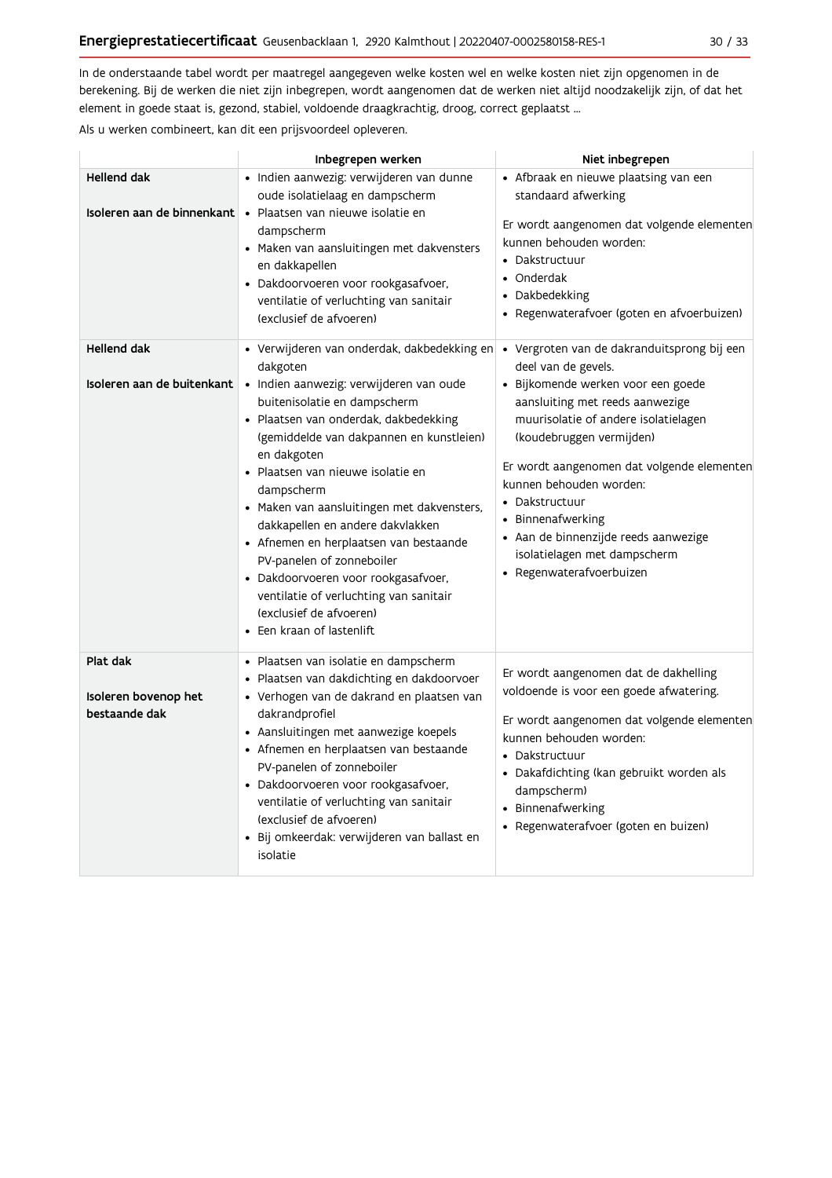In de onderstaande tabel wordt per maatregel aangegeven welke kosten wel en welke kosten niet zijn opgenomen in de berekening. Bij de werken die niet zijn inbegrepen, wordt aangenomen dat de werken niet altijd noodzakelijk zijn, of dat het element in goede staat is, gezond, stabiel, voldoende draagkrachtig, droog, correct geplaatst ...

Als u werken combineert, kan dit een prijsvoordeel opleveren.

| | Inbegrepen werken | Niet inbegrepen |
|---|---|---|
| **Hellend dak**<br><br>**Isoleren aan de binnenkant** | • Indien aanwezig: verwijderen van dunne oude isolatielaag en dampscherm<br>• Plaatsen van nieuwe isolatie en dampscherm<br>• Maken van aansluitingen met dakvensters en dakkapellen<br>• Dakdoorvoeren voor rookgasafvoer, ventilatie of verluchting van sanitair (exclusief de afvoeren) | • Afbraak en nieuwe plaatsing van een standaard afwerking<br><br>Er wordt aangenomen dat volgende elementen kunnen behouden worden:<br>• Dakstructuur<br>• Onderdak<br>• Dakbedekking<br>• Regenwaterafvoer (goten en afvoerbuizen) |
| **Hellend dak**<br><br>**Isoleren aan de buitenkant** | • Verwijderen van onderdak, dakbedekking en dakgoten<br>• Indien aanwezig: verwijderen van oude buitenisolatie en dampscherm<br>• Plaatsen van onderdak, dakbedekking (gemiddelde van dakpannen en kunstleien) en dakgoten<br>• Plaatsen van nieuwe isolatie en dampscherm<br>• Maken van aansluitingen met dakvensters, dakkapellen en andere dakvlakken<br>• Afnemen en herplaatsen van bestaande PV-panelen of zonneboiler<br>• Dakdoorvoeren voor rookgasafvoer, ventilatie of verluchting van sanitair (exclusief de afvoeren)<br>• Een kraan of lastenlift | • Vergroten van de dakranduitsprong bij een deel van de gevels.<br>• Bijkomende werken voor een goede aansluiting met reeds aanwezige muurisolatie of andere isolatielagen (koudebruggen vermijden)<br><br>Er wordt aangenomen dat volgende elementen kunnen behouden worden:<br>• Dakstructuur<br>• Binnenafwerking<br>• Aan de binnenzijde reeds aanwezige isolatielagen met dampscherm<br>• Regenwaterafvoerbuizen |
| **Plat dak**<br><br>**Isoleren bovenop het bestaande dak** | • Plaatsen van isolatie en dampscherm<br>• Plaatsen van dakdichting en dakdoorvoer<br>• Verhogen van de dakrand en plaatsen van dakrandprofiel<br>• Aansluitingen met aanwezige koepels<br>• Afnemen en herplaatsen van bestaande PV-panelen of zonneboiler<br>• Dakdoorvoeren voor rookgasafvoer, ventilatie of verluchting van sanitair (exclusief de afvoeren)<br>• Bij omkeerdak: verwijderen van ballast en isolatie | Er wordt aangenomen dat de dakhelling voldoende is voor een goede afwatering.<br><br>Er wordt aangenomen dat volgende elementen kunnen behouden worden:<br>• Dakstructuur<br>• Dakafdichting (kan gebruikt worden als dampscherm)<br>• Binnenafwerking<br>• Regenwaterafvoer (goten en buizen) |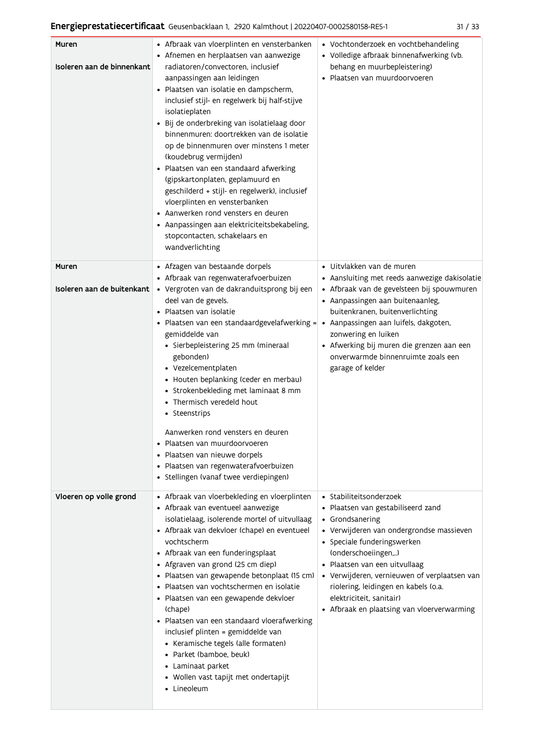| | | |
|---|---|---|
| **Muren**<br><br>**Isoleren aan de binnenkant** | • Afbraak van vloerplinten en vensterbanken<br>• Afnemen en herplaatsen van aanwezige radiatoren/convectoren, inclusief aanpassingen aan leidingen<br>• Plaatsen van isolatie en dampscherm, inclusief stijl- en regelwerk bij half-stijve isolatieplaten<br>• Bij de onderbreking van isolatielaag door binnenmuren: doortrekken van de isolatie op de binnenmuren over minstens 1 meter (koudebrug vermijden)<br>• Plaatsen van een standaard afwerking (gipskartonplaten, geplamuurd en geschilderd + stijl- en regelwerk), inclusief vloerplinten en vensterbanken<br>• Aanwerken rond vensters en deuren<br>• Aanpassingen aan elektriciteitsbekabeling, stopcontacten, schakelaars en wandverlichting | • Vochtonderzoek en vochtbehandeling<br>• Volledige afbraak binnenafwerking (vb. behang en muurbepleistering)<br>• Plaatsen van muurdoorvoeren |
| **Muren**<br><br>**Isoleren aan de buitenkant** | • Afzagen van bestaande dorpels<br>• Afbraak van regenwaterafvoerbuizen<br>• Vergroten van de dakranduitsprong bij een deel van de gevels.<br>• Plaatsen van isolatie<br>• Plaatsen van een standaardgevelafwerking = gemiddelde van<br>&nbsp;&nbsp;• Sierbepleistering 25 mm (mineraal gebonden)<br>&nbsp;&nbsp;• Vezelcementplaten<br>&nbsp;&nbsp;• Houten beplanking (ceder en merbau)<br>&nbsp;&nbsp;• Strokenbekleding met laminaat 8 mm<br>&nbsp;&nbsp;• Thermisch veredeld hout<br>&nbsp;&nbsp;• Steenstrips<br><br>Aanwerken rond vensters en deuren<br>• Plaatsen van muurdoorvoeren<br>• Plaatsen van nieuwe dorpels<br>• Plaatsen van regenwaterafvoerbuizen<br>• Stellingen (vanaf twee verdiepingen) | • Uitvlakken van de muren<br>• Aansluiting met reeds aanwezige dakisolatie<br>• Afbraak van de gevelsteen bij spouwmuren<br>• Aanpassingen aan buitenaanleg, buitenkranen, buitenverlichting<br>• Aanpassingen aan luifels, dakgoten, zonwering en luiken<br>• Afwerking bij muren die grenzen aan een onverwarmde binnenruimte zoals een garage of kelder |
| **Vloeren op volle grond** | • Afbraak van vloerbekleding en vloerplinten<br>• Afbraak van eventueel aanwezige isolatielaag, isolerende mortel of uitvullaag<br>• Afbraak van dekvloer (chape) en eventueel vochtscherm<br>• Afbraak van een funderingsplaat<br>• Afgraven van grond (25 cm diep)<br>• Plaatsen van gewapende betonplaat (15 cm)<br>• Plaatsen van vochtschermen en isolatie<br>• Plaatsen van een gewapende dekvloer (chape)<br>• Plaatsen van een standaard vloerafwerking inclusief plinten = gemiddelde van<br>&nbsp;&nbsp;• Keramische tegels (alle formaten)<br>&nbsp;&nbsp;• Parket (bamboe, beuk)<br>&nbsp;&nbsp;• Laminaat parket<br>&nbsp;&nbsp;• Wollen vast tapijt met ondertapijt<br>&nbsp;&nbsp;• Lineoleum | • Stabiliteitsonderzoek<br>• Plaatsen van gestabiliseerd zand<br>• Grondsanering<br>• Verwijderen van ondergrondse massieven<br>• Speciale funderingswerken (onderschoeiingen,...)<br>• Plaatsen van een uitvullaag<br>• Verwijderen, vernieuwen of verplaatsen van riolering, leidingen en kabels (o.a. elektriciteit, sanitair)<br>• Afbraak en plaatsing van vloerverwarming |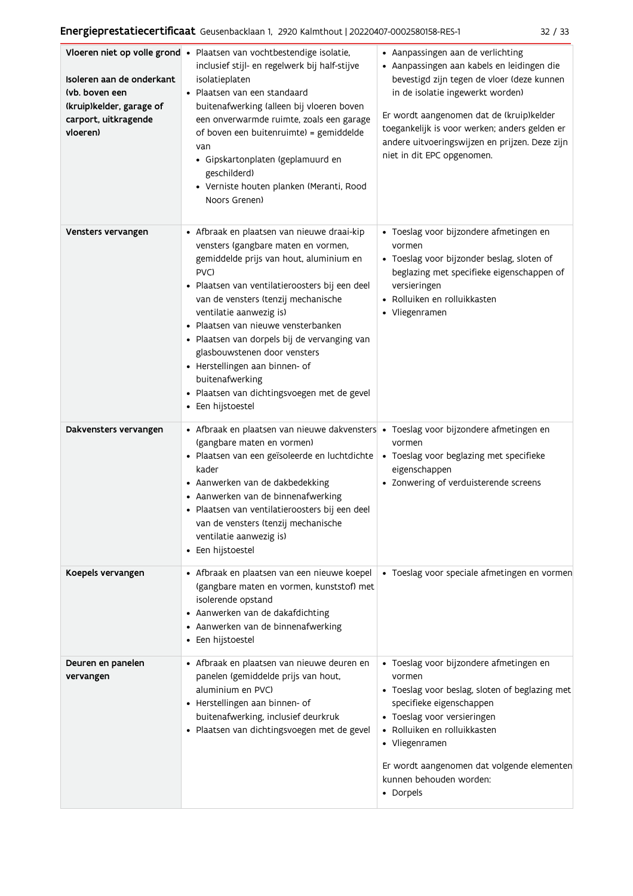| | | |
|---|---|---|
| **Vloeren niet op volle grond**<br><br>**Isoleren aan de onderkant (vb. boven een (kruip)kelder, garage of carport, uitkragende vloeren)** | • Plaatsen van vochtbestendige isolatie, inclusief stijl- en regelwerk bij half-stijve isolatieplaten<br>• Plaatsen van een standaard buitenafwerking (alleen bij vloeren boven een onverwarmde ruimte, zoals een garage of boven een buitenruimte) = gemiddelde van<br>&nbsp;&nbsp;• Gipskartonplaten (geplamuurd en geschilderd)<br>&nbsp;&nbsp;• Verniste houten planken (Meranti, Rood Noors Grenen) | • Aanpassingen aan de verlichting<br>• Aanpassingen aan kabels en leidingen die bevestigd zijn tegen de vloer (deze kunnen in de isolatie ingewerkt worden)<br><br>Er wordt aangenomen dat de (kruip)kelder toegankelijk is voor werken; anders gelden er andere uitvoeringswijzen en prijzen. Deze zijn niet in dit EPC opgenomen. |
| **Vensters vervangen** | • Afbraak en plaatsen van nieuwe draai-kip vensters (gangbare maten en vormen, gemiddelde prijs van hout, aluminium en PVC)<br>• Plaatsen van ventilatieroosters bij een deel van de vensters (tenzij mechanische ventilatie aanwezig is)<br>• Plaatsen van nieuwe vensterbanken<br>• Plaatsen van dorpels bij de vervanging van glasbouwstenen door vensters<br>• Herstellingen aan binnen- of buitenafwerking<br>• Plaatsen van dichtingsvoegen met de gevel<br>• Een hijstoestel | • Toeslag voor bijzondere afmetingen en vormen<br>• Toeslag voor bijzonder beslag, sloten of beglazing met specifieke eigenschappen of versieringen<br>• Rolluiken en rolluikkasten<br>• Vliegenramen |
| **Dakvensters vervangen** | • Afbraak en plaatsen van nieuwe dakvensters (gangbare maten en vormen)<br>• Plaatsen van een geïsoleerde en luchtdichte kader<br>• Aanwerken van de dakbedekking<br>• Aanwerken van de binnenafwerking<br>• Plaatsen van ventilatieroosters bij een deel van de vensters (tenzij mechanische ventilatie aanwezig is)<br>• Een hijstoestel | • Toeslag voor bijzondere afmetingen en vormen<br>• Toeslag voor beglazing met specifieke eigenschappen<br>• Zonwering of verduisterende screens |
| **Koepels vervangen** | • Afbraak en plaatsen van een nieuwe koepel (gangbare maten en vormen, kunststof) met isolerende opstand<br>• Aanwerken van de dakafdichting<br>• Aanwerken van de binnenafwerking<br>• Een hijstoestel | • Toeslag voor speciale afmetingen en vormen |
| **Deuren en panelen vervangen** | • Afbraak en plaatsen van nieuwe deuren en panelen (gemiddelde prijs van hout, aluminium en PVC)<br>• Herstellingen aan binnen- of buitenafwerking, inclusief deurkruk<br>• Plaatsen van dichtingsvoegen met de gevel | • Toeslag voor bijzondere afmetingen en vormen<br>• Toeslag voor beslag, sloten of beglazing met specifieke eigenschappen<br>• Toeslag voor versieringen<br>• Rolluiken en rolluikkasten<br>• Vliegenramen<br><br>Er wordt aangenomen dat volgende elementen kunnen behouden worden:<br>• Dorpels |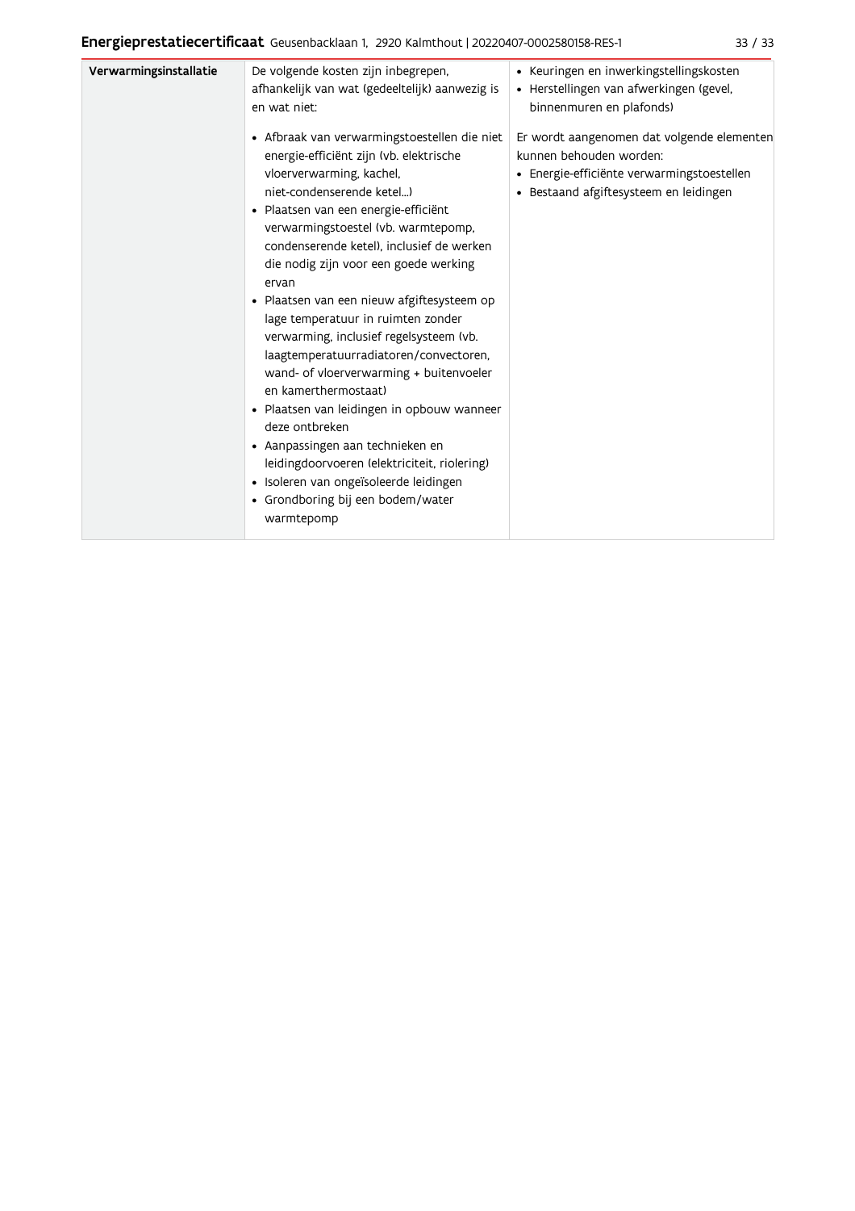| | | |
|---|---|---|
| **Verwarmingsinstallatie** | De volgende kosten zijn inbegrepen, afhankelijk van wat (gedeeltelijk) aanwezig is en wat niet:<br><br>• Afbraak van verwarmingstoestellen die niet energie-efficiënt zijn (vb. elektrische vloerverwarming, kachel, niet-condenserende ketel...)<br>• Plaatsen van een energie-efficiënt verwarmingstoestel (vb. warmtepomp, condenserende ketel), inclusief de werken die nodig zijn voor een goede werking ervan<br>• Plaatsen van een nieuw afgiftesysteem op lage temperatuur in ruimten zonder verwarming, inclusief regelsysteem (vb. laagtemperatuurradiatoren/convectoren, wand- of vloerverwarming + buitenvoeler en kamerthermostaat)<br>• Plaatsen van leidingen in opbouw wanneer deze ontbreken<br>• Aanpassingen aan technieken en leidingdoorvoeren (elektriciteit, riolering)<br>• Isoleren van ongeïsoleerde leidingen<br>• Grondboring bij een bodem/water warmtepomp | • Keuringen en inwerkingstellingskosten<br>• Herstellingen van afwerkingen (gevel, binnenmuren en plafonds)<br><br>Er wordt aangenomen dat volgende elementen kunnen behouden worden:<br>• Energie-efficiënte verwarmingstoestellen<br>• Bestaand afgiftesysteem en leidingen |